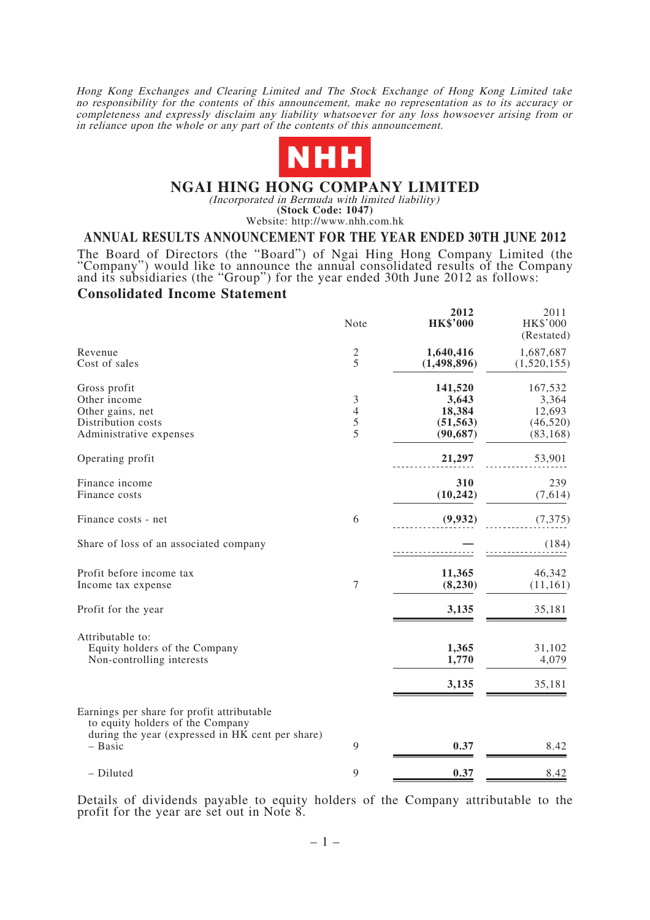*Hong Kong Exchanges and Clearing Limited and The Stock Exchange of Hong Kong Limited take no responsibility for the contents of this announcement, make no representation as to its accuracy or completeness and expressly disclaim any liability whatsoever for any loss howsoever arising from or in reliance upon the whole or any part of the contents of this announcement.*

NHH

# NGAI HING HONG COMPANY LIMITED

*(Incorporated in Bermuda with limited liability)*

**(Stock Code: 1047)**

Website: http://www.nhh.com.hk

## ANNUAL RESULTS ANNOUNCEMENT FOR THE YEAR ENDED 30TH JUNE 2012

The Board of Directors (the "Board") of Ngai Hing Hong Company Limited (the "Company") would like to announce the annual consolidated results of the Company and its subsidiaries (the "Group") for the year ended 30th June 2012 as follows:

### Consolidated Income Statement

| | Note | **2012 HK$'000** | 2011 HK$'000 (Restated) |
|---|---|---|---|
| Revenue | 2 | **1,640,416** | 1,687,687 |
| Cost of sales | 5 | **(1,498,896)** | (1,520,155) |
| Gross profit | | **141,520** | 167,532 |
| Other income | 3 | **3,643** | 3,364 |
| Other gains, net | 4 | **18,384** | 12,693 |
| Distribution costs | 5 | **(51,563)** | (46,520) |
| Administrative expenses | 5 | **(90,687)** | (83,168) |
| Operating profit | | **21,297** | 53,901 |
| Finance income | | **310** | 239 |
| Finance costs | | **(10,242)** | (7,614) |
| Finance costs - net | 6 | **(9,932)** | (7,375) |
| Share of loss of an associated company | | **—** | (184) |
| Profit before income tax | | **11,365** | 46,342 |
| Income tax expense | 7 | **(8,230)** | (11,161) |
| Profit for the year | | **3,135** | 35,181 |
| Attributable to: | | | |
| Equity holders of the Company | | **1,365** | 31,102 |
| Non-controlling interests | | **1,770** | 4,079 |
| | | **3,135** | 35,181 |
| Earnings per share for profit attributable to equity holders of the Company during the year (expressed in HK cent per share) | | | |
| – Basic | 9 | **0.37** | 8.42 |
| – Diluted | 9 | **0.37** | 8.42 |

Details of dividends payable to equity holders of the Company attributable to the profit for the year are set out in Note 8.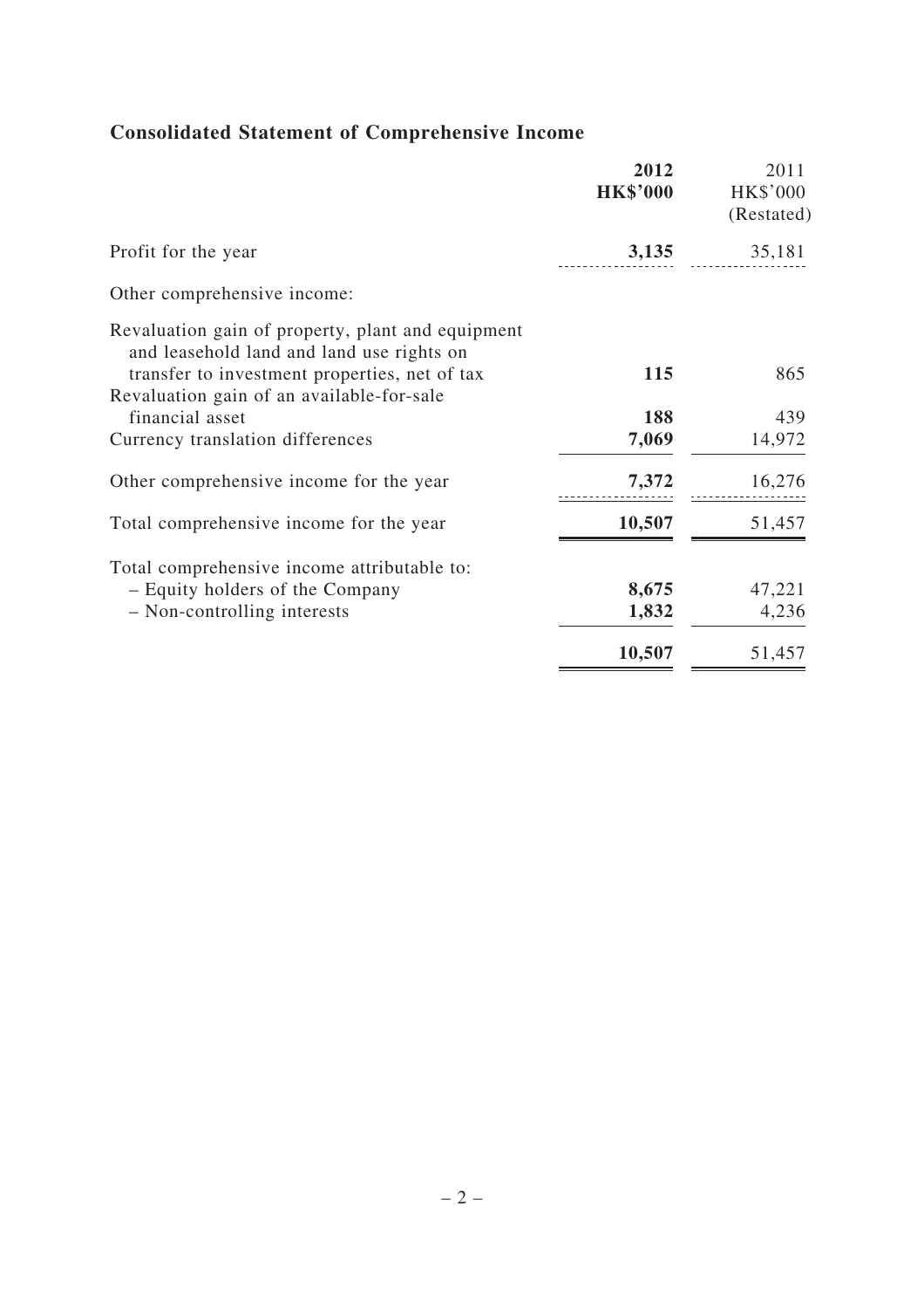## Consolidated Statement of Comprehensive Income

| | **2012** **HK$'000** | 2011 HK$'000 (Restated) |
|---|---|---|
| Profit for the year | **3,135** | 35,181 |
| Other comprehensive income: | | |
| Revaluation gain of property, plant and equipment and leasehold land and land use rights on transfer to investment properties, net of tax | **115** | 865 |
| Revaluation gain of an available-for-sale financial asset | **188** | 439 |
| Currency translation differences | **7,069** | 14,972 |
| Other comprehensive income for the year | **7,372** | 16,276 |
| Total comprehensive income for the year | **10,507** | 51,457 |
| Total comprehensive income attributable to: | | |
| – Equity holders of the Company | **8,675** | 47,221 |
| – Non-controlling interests | **1,832** | 4,236 |
| | **10,507** | 51,457 |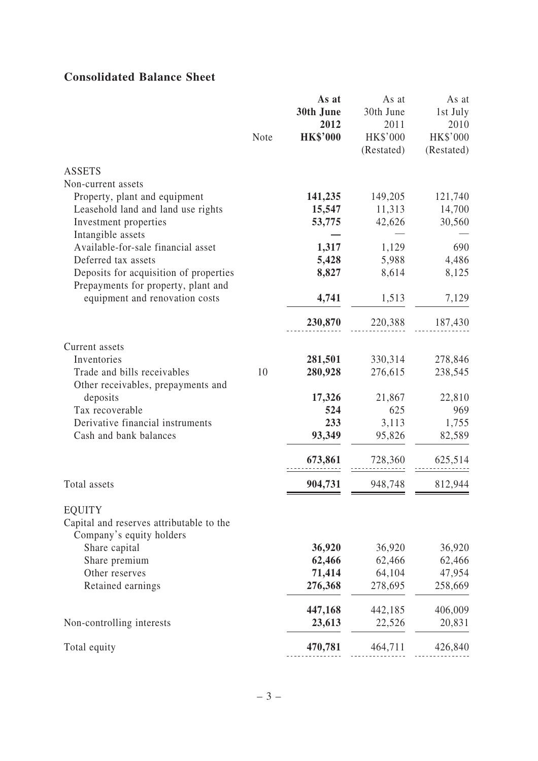## Consolidated Balance Sheet

| | Note | As at 30th June 2012 HK$'000 | As at 30th June 2011 HK$'000 (Restated) | As at 1st July 2010 HK$'000 (Restated) |
|---|---|---|---|---|
| **ASSETS** | | | | |
| Non-current assets | | | | |
| Property, plant and equipment | | **141,235** | 149,205 | 121,740 |
| Leasehold land and land use rights | | **15,547** | 11,313 | 14,700 |
| Investment properties | | **53,775** | 42,626 | 30,560 |
| Intangible assets | | **—** | — | — |
| Available-for-sale financial asset | | **1,317** | 1,129 | 690 |
| Deferred tax assets | | **5,428** | 5,988 | 4,486 |
| Deposits for acquisition of properties | | **8,827** | 8,614 | 8,125 |
| Prepayments for property, plant and equipment and renovation costs | | **4,741** | 1,513 | 7,129 |
| | | **230,870** | 220,388 | 187,430 |
| Current assets | | | | |
| Inventories | | **281,501** | 330,314 | 278,846 |
| Trade and bills receivables | 10 | **280,928** | 276,615 | 238,545 |
| Other receivables, prepayments and deposits | | **17,326** | 21,867 | 22,810 |
| Tax recoverable | | **524** | 625 | 969 |
| Derivative financial instruments | | **233** | 3,113 | 1,755 |
| Cash and bank balances | | **93,349** | 95,826 | 82,589 |
| | | **673,861** | 728,360 | 625,514 |
| Total assets | | **904,731** | 948,748 | 812,944 |
| **EQUITY** | | | | |
| Capital and reserves attributable to the Company's equity holders | | | | |
| Share capital | | **36,920** | 36,920 | 36,920 |
| Share premium | | **62,466** | 62,466 | 62,466 |
| Other reserves | | **71,414** | 64,104 | 47,954 |
| Retained earnings | | **276,368** | 278,695 | 258,669 |
| | | **447,168** | 442,185 | 406,009 |
| Non-controlling interests | | **23,613** | 22,526 | 20,831 |
| Total equity | | **470,781** | 464,711 | 426,840 |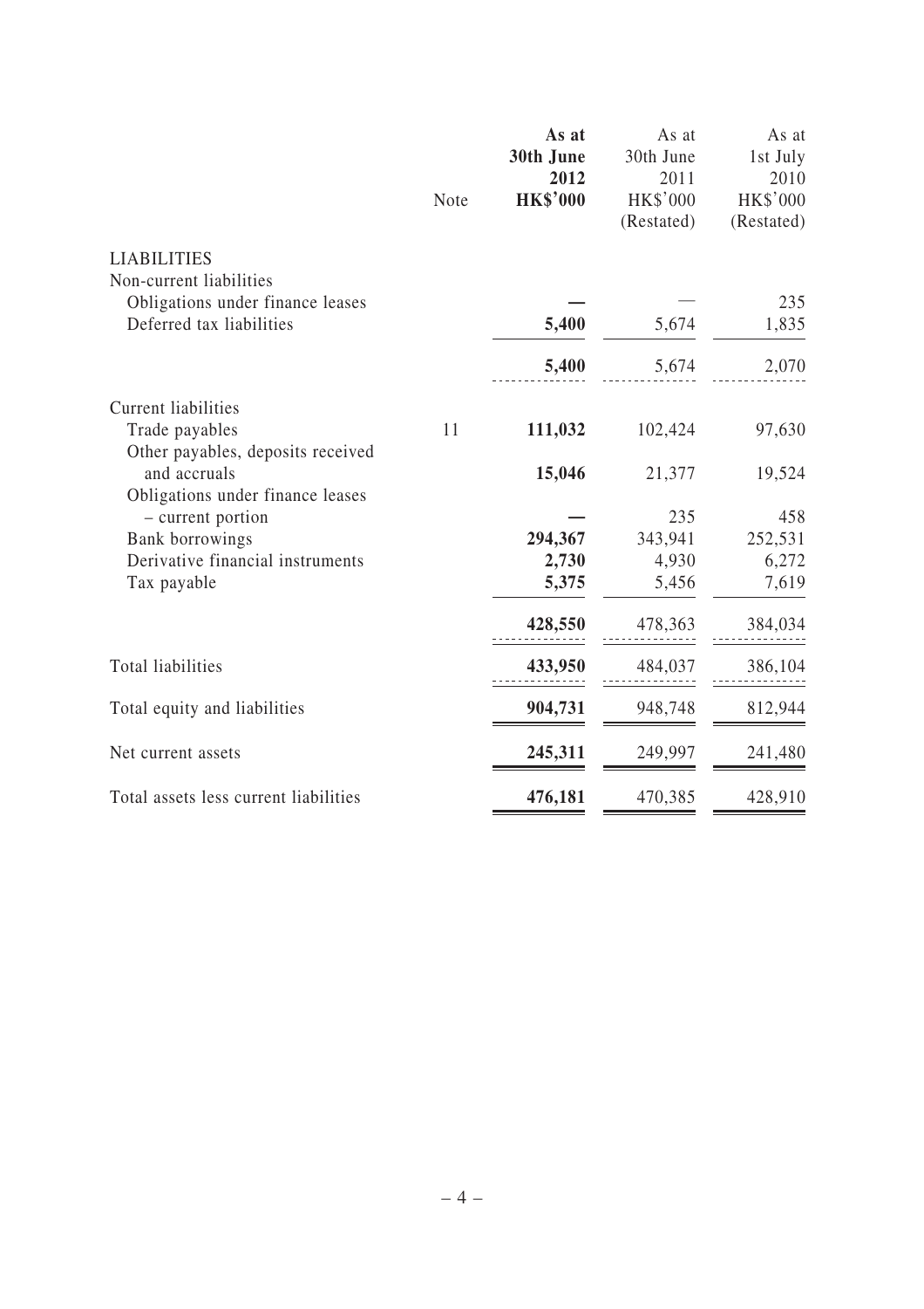| | Note | **As at 30th June 2012 HK$'000** | As at 30th June 2011 HK$'000 (Restated) | As at 1st July 2010 HK$'000 (Restated) |
|---|---|---|---|---|
| LIABILITIES | | | | |
| Non-current liabilities | | | | |
| Obligations under finance leases | | **—** | — | 235 |
| Deferred tax liabilities | | **5,400** | 5,674 | 1,835 |
| | | **5,400** | 5,674 | 2,070 |
| Current liabilities | | | | |
| Trade payables | 11 | **111,032** | 102,424 | 97,630 |
| Other payables, deposits received and accruals | | **15,046** | 21,377 | 19,524 |
| Obligations under finance leases – current portion | | **—** | 235 | 458 |
| Bank borrowings | | **294,367** | 343,941 | 252,531 |
| Derivative financial instruments | | **2,730** | 4,930 | 6,272 |
| Tax payable | | **5,375** | 5,456 | 7,619 |
| | | **428,550** | 478,363 | 384,034 |
| Total liabilities | | **433,950** | 484,037 | 386,104 |
| Total equity and liabilities | | **904,731** | 948,748 | 812,944 |
| Net current assets | | **245,311** | 249,997 | 241,480 |
| Total assets less current liabilities | | **476,181** | 470,385 | 428,910 |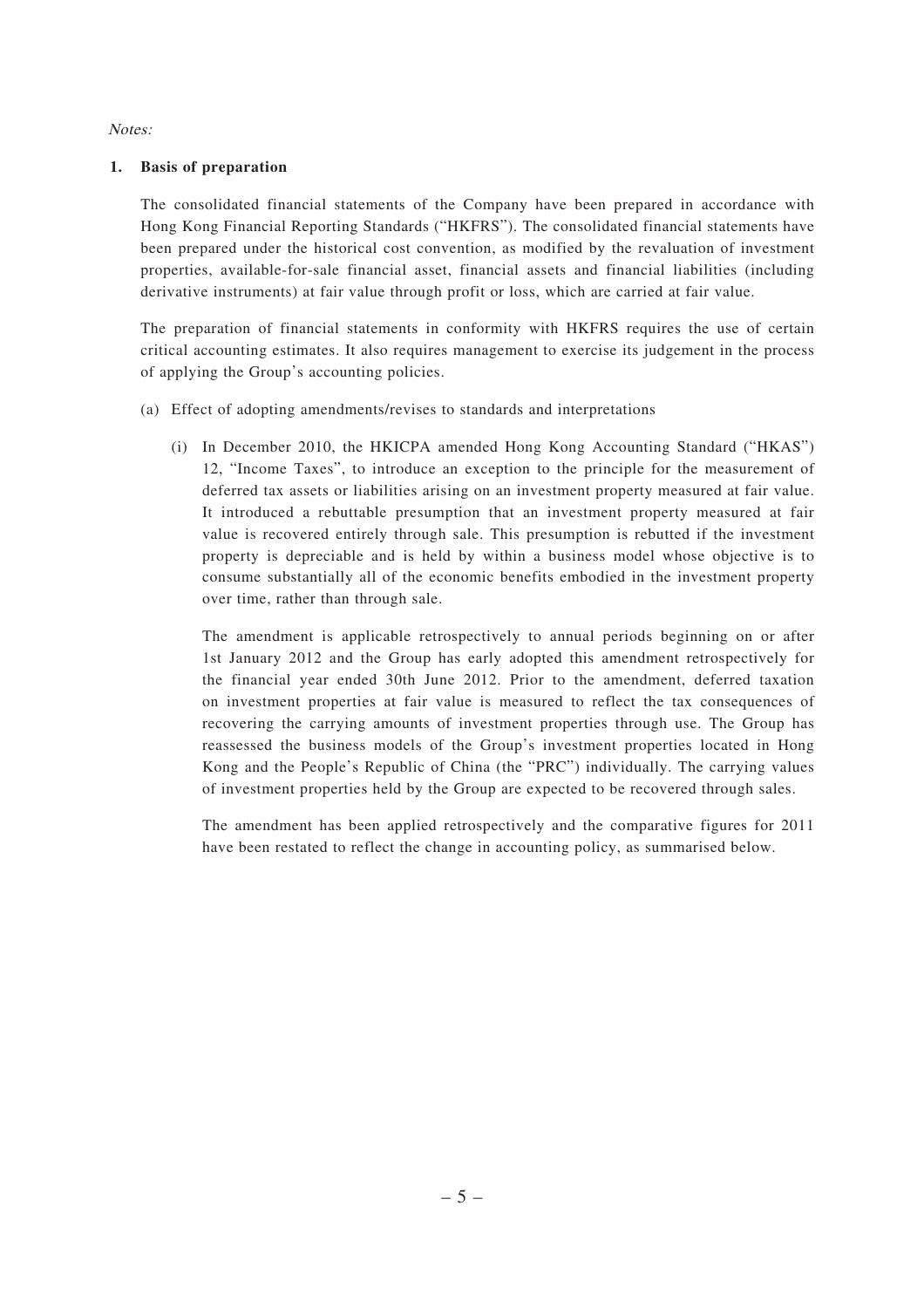*Notes:*

**1. Basis of preparation**

The consolidated financial statements of the Company have been prepared in accordance with Hong Kong Financial Reporting Standards ("HKFRS"). The consolidated financial statements have been prepared under the historical cost convention, as modified by the revaluation of investment properties, available-for-sale financial asset, financial assets and financial liabilities (including derivative instruments) at fair value through profit or loss, which are carried at fair value.

The preparation of financial statements in conformity with HKFRS requires the use of certain critical accounting estimates. It also requires management to exercise its judgement in the process of applying the Group's accounting policies.

(a) Effect of adopting amendments/revises to standards and interpretations

(i) In December 2010, the HKICPA amended Hong Kong Accounting Standard ("HKAS") 12, "Income Taxes", to introduce an exception to the principle for the measurement of deferred tax assets or liabilities arising on an investment property measured at fair value. It introduced a rebuttable presumption that an investment property measured at fair value is recovered entirely through sale. This presumption is rebutted if the investment property is depreciable and is held by within a business model whose objective is to consume substantially all of the economic benefits embodied in the investment property over time, rather than through sale.

The amendment is applicable retrospectively to annual periods beginning on or after 1st January 2012 and the Group has early adopted this amendment retrospectively for the financial year ended 30th June 2012. Prior to the amendment, deferred taxation on investment properties at fair value is measured to reflect the tax consequences of recovering the carrying amounts of investment properties through use. The Group has reassessed the business models of the Group's investment properties located in Hong Kong and the People's Republic of China (the "PRC") individually. The carrying values of investment properties held by the Group are expected to be recovered through sales.

The amendment has been applied retrospectively and the comparative figures for 2011 have been restated to reflect the change in accounting policy, as summarised below.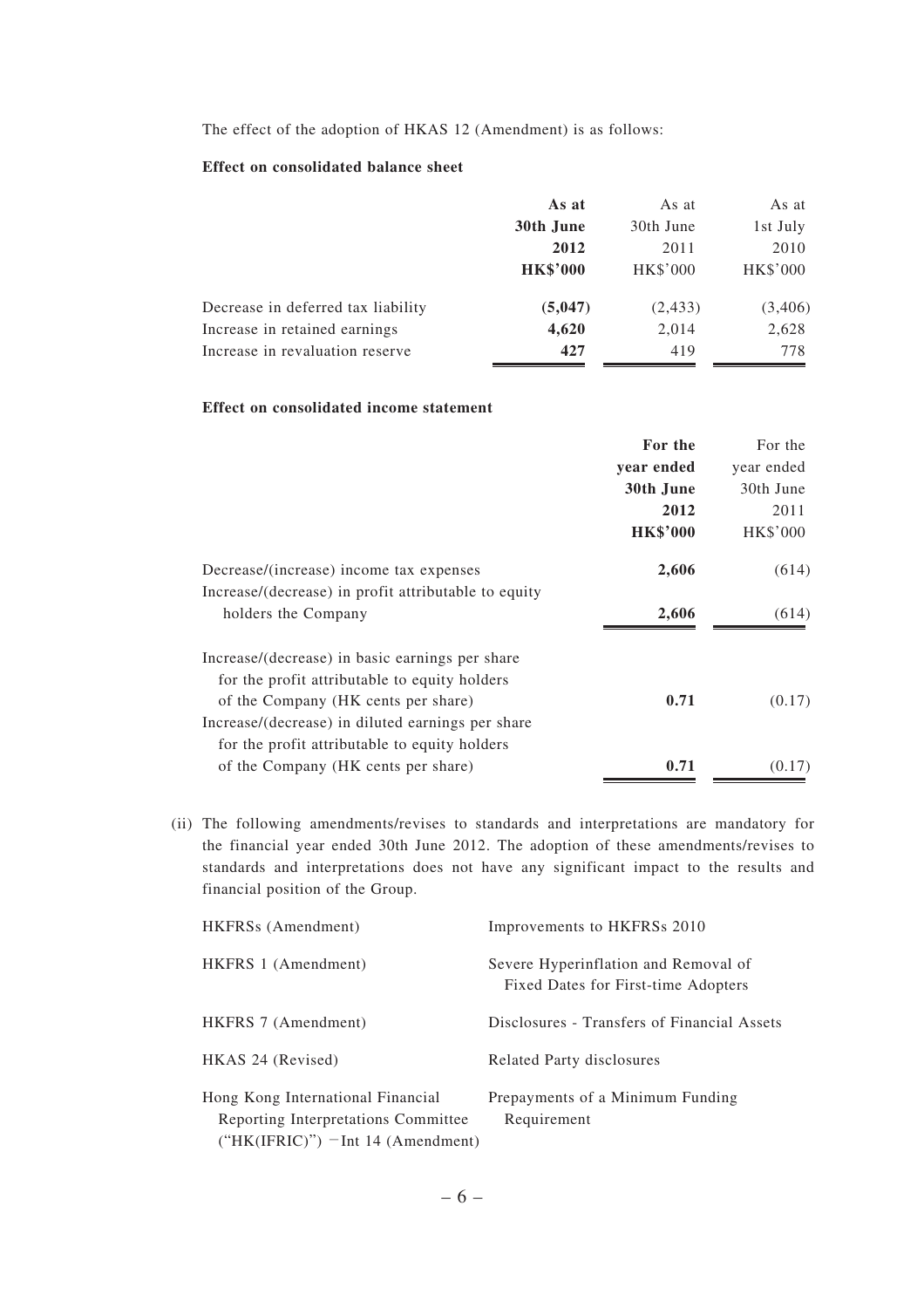The effect of the adoption of HKAS 12 (Amendment) is as follows:

**Effect on consolidated balance sheet**

| | **As at 30th June 2012 HK$'000** | As at 30th June 2011 HK$'000 | As at 1st July 2010 HK$'000 |
|---|---|---|---|
| Decrease in deferred tax liability | **(5,047)** | (2,433) | (3,406) |
| Increase in retained earnings | **4,620** | 2,014 | 2,628 |
| Increase in revaluation reserve | **427** | 419 | 778 |

**Effect on consolidated income statement**

| | **For the year ended 30th June 2012 HK$'000** | For the year ended 30th June 2011 HK$'000 |
|---|---|---|
| Decrease/(increase) income tax expenses | **2,606** | (614) |
| Increase/(decrease) in profit attributable to equity holders the Company | **2,606** | (614) |
| Increase/(decrease) in basic earnings per share for the profit attributable to equity holders of the Company (HK cents per share) | **0.71** | (0.17) |
| Increase/(decrease) in diluted earnings per share for the profit attributable to equity holders of the Company (HK cents per share) | **0.71** | (0.17) |

(ii) The following amendments/revises to standards and interpretations are mandatory for the financial year ended 30th June 2012. The adoption of these amendments/revises to standards and interpretations does not have any significant impact to the results and financial position of the Group.

| | |
|---|---|
| HKFRSs (Amendment) | Improvements to HKFRSs 2010 |
| HKFRS 1 (Amendment) | Severe Hyperinflation and Removal of Fixed Dates for First-time Adopters |
| HKFRS 7 (Amendment) | Disclosures - Transfers of Financial Assets |
| HKAS 24 (Revised) | Related Party disclosures |
| Hong Kong International Financial Reporting Interpretations Committee ("HK(IFRIC)") －Int 14 (Amendment) | Prepayments of a Minimum Funding Requirement |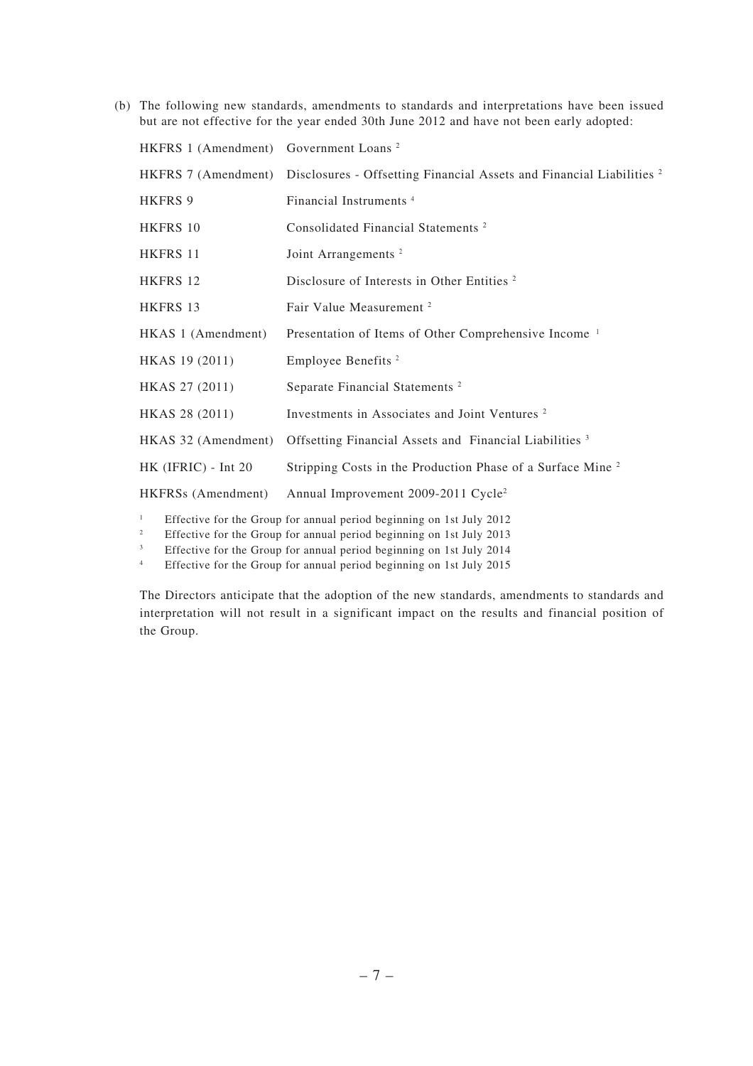(b) The following new standards, amendments to standards and interpretations have been issued but are not effective for the year ended 30th June 2012 and have not been early adopted:

| | |
|---|---|
| HKFRS 1 (Amendment) | Government Loans [2] |
| HKFRS 7 (Amendment) | Disclosures - Offsetting Financial Assets and Financial Liabilities [2] |
| HKFRS 9 | Financial Instruments [4] |
| HKFRS 10 | Consolidated Financial Statements [2] |
| HKFRS 11 | Joint Arrangements [2] |
| HKFRS 12 | Disclosure of Interests in Other Entities [2] |
| HKFRS 13 | Fair Value Measurement [2] |
| HKAS 1 (Amendment) | Presentation of Items of Other Comprehensive Income [1] |
| HKAS 19 (2011) | Employee Benefits [2] |
| HKAS 27 (2011) | Separate Financial Statements [2] |
| HKAS 28 (2011) | Investments in Associates and Joint Ventures [2] |
| HKAS 32 (Amendment) | Offsetting Financial Assets and Financial Liabilities [3] |
| HK (IFRIC) - Int 20 | Stripping Costs in the Production Phase of a Surface Mine [2] |
| HKFRSs (Amendment) | Annual Improvement 2009-2011 Cycle[2] |

[1] Effective for the Group for annual period beginning on 1st July 2012
[2] Effective for the Group for annual period beginning on 1st July 2013
[3] Effective for the Group for annual period beginning on 1st July 2014
[4] Effective for the Group for annual period beginning on 1st July 2015

The Directors anticipate that the adoption of the new standards, amendments to standards and interpretation will not result in a significant impact on the results and financial position of the Group.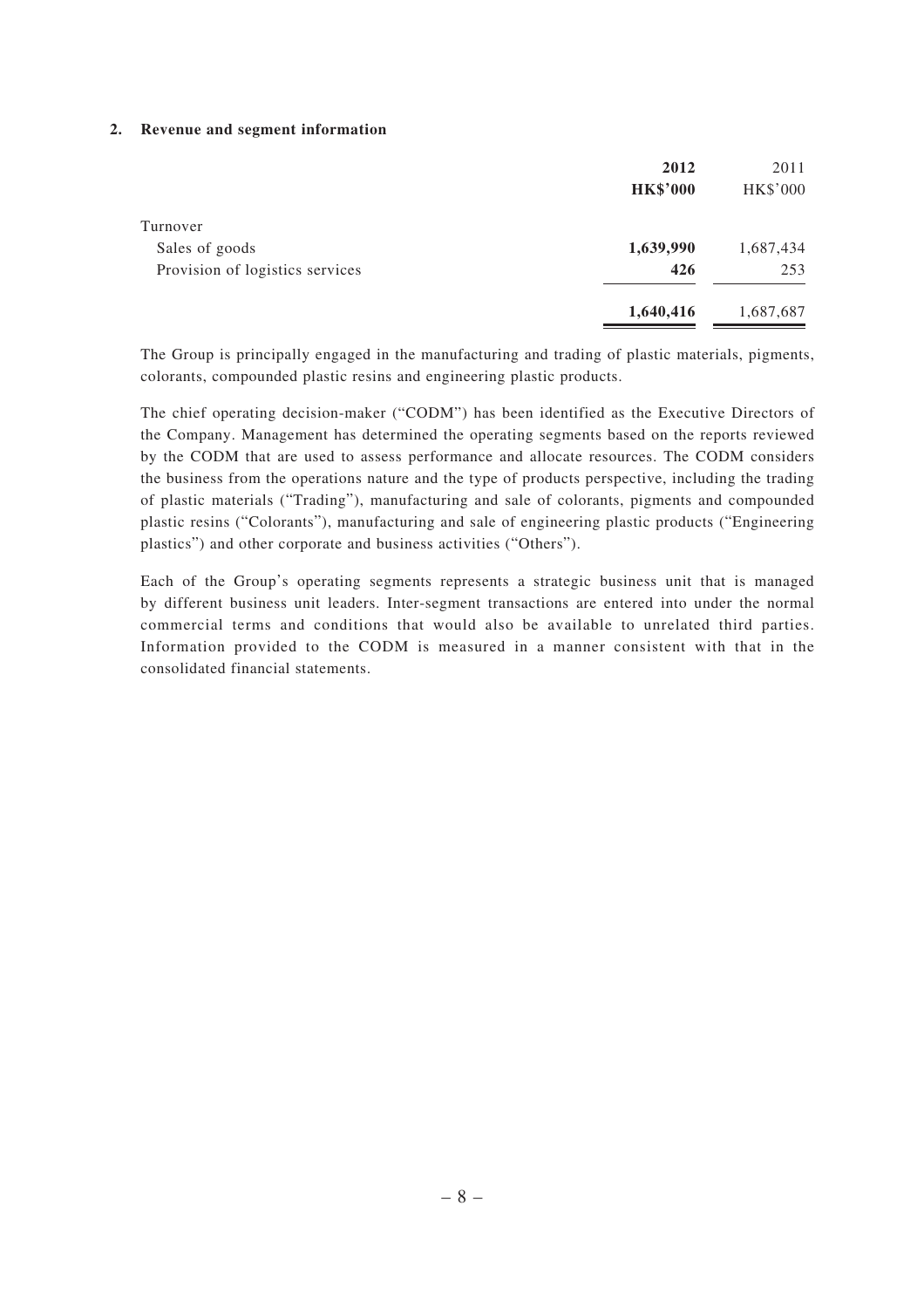## 2. Revenue and segment information

| | 2012 | 2011 |
|---|---|---|
| | HK$'000 | HK$'000 |
| Turnover | | |
| Sales of goods | 1,639,990 | 1,687,434 |
| Provision of logistics services | 426 | 253 |
| | 1,640,416 | 1,687,687 |

The Group is principally engaged in the manufacturing and trading of plastic materials, pigments, colorants, compounded plastic resins and engineering plastic products.

The chief operating decision-maker ("CODM") has been identified as the Executive Directors of the Company. Management has determined the operating segments based on the reports reviewed by the CODM that are used to assess performance and allocate resources. The CODM considers the business from the operations nature and the type of products perspective, including the trading of plastic materials ("Trading"), manufacturing and sale of colorants, pigments and compounded plastic resins ("Colorants"), manufacturing and sale of engineering plastic products ("Engineering plastics") and other corporate and business activities ("Others").

Each of the Group's operating segments represents a strategic business unit that is managed by different business unit leaders. Inter-segment transactions are entered into under the normal commercial terms and conditions that would also be available to unrelated third parties. Information provided to the CODM is measured in a manner consistent with that in the consolidated financial statements.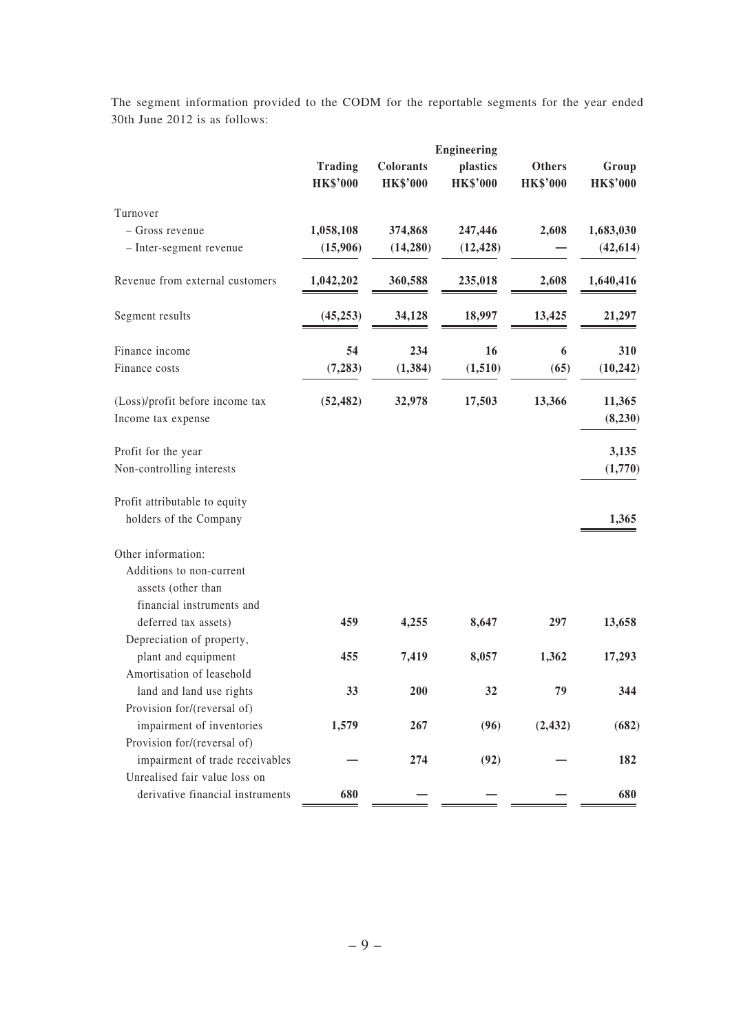The segment information provided to the CODM for the reportable segments for the year ended 30th June 2012 is as follows:

| | Trading HK$'000 | Colorants HK$'000 | Engineering plastics HK$'000 | Others HK$'000 | Group HK$'000 |
|---|---|---|---|---|---|
| Turnover | | | | | |
| – Gross revenue | 1,058,108 | 374,868 | 247,446 | 2,608 | 1,683,030 |
| – Inter-segment revenue | (15,906) | (14,280) | (12,428) | — | (42,614) |
| Revenue from external customers | 1,042,202 | 360,588 | 235,018 | 2,608 | 1,640,416 |
| Segment results | (45,253) | 34,128 | 18,997 | 13,425 | 21,297 |
| Finance income | 54 | 234 | 16 | 6 | 310 |
| Finance costs | (7,283) | (1,384) | (1,510) | (65) | (10,242) |
| (Loss)/profit before income tax | (52,482) | 32,978 | 17,503 | 13,366 | 11,365 |
| Income tax expense | | | | | (8,230) |
| Profit for the year | | | | | 3,135 |
| Non-controlling interests | | | | | (1,770) |
| Profit attributable to equity holders of the Company | | | | | 1,365 |
| Other information: | | | | | |
| Additions to non-current assets (other than financial instruments and deferred tax assets) | 459 | 4,255 | 8,647 | 297 | 13,658 |
| Depreciation of property, plant and equipment | 455 | 7,419 | 8,057 | 1,362 | 17,293 |
| Amortisation of leasehold land and land use rights | 33 | 200 | 32 | 79 | 344 |
| Provision for/(reversal of) impairment of inventories | 1,579 | 267 | (96) | (2,432) | (682) |
| Provision for/(reversal of) impairment of trade receivables | — | 274 | (92) | — | 182 |
| Unrealised fair value loss on derivative financial instruments | 680 | — | — | — | 680 |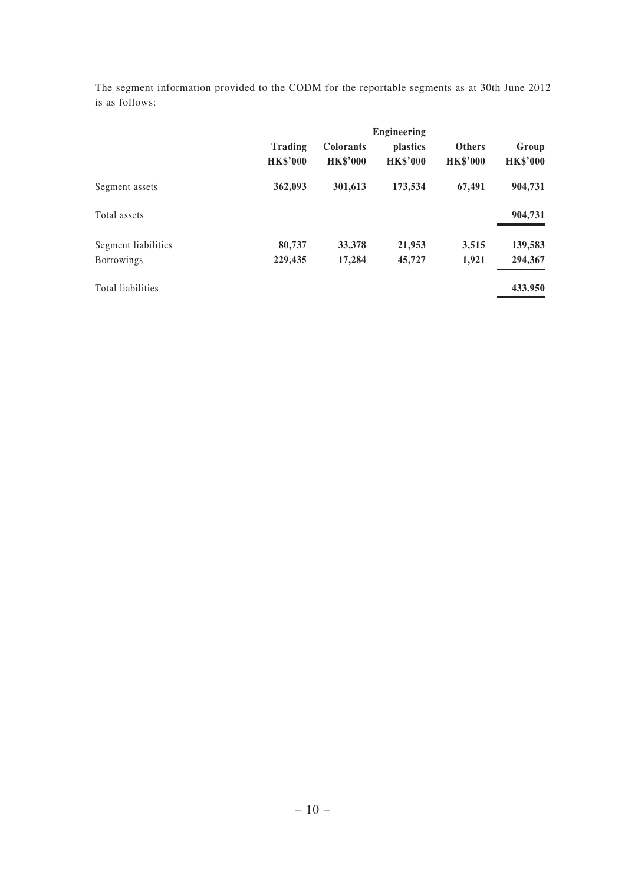The segment information provided to the CODM for the reportable segments as at 30th June 2012 is as follows:

| | Trading | Colorants | Engineering plastics | Others | Group |
|---|---|---|---|---|---|
| | HK$'000 | HK$'000 | HK$'000 | HK$'000 | HK$'000 |
| Segment assets | **362,093** | **301,613** | **173,534** | **67,491** | **904,731** |
| Total assets | | | | | **904,731** |
| Segment liabilities | **80,737** | **33,378** | **21,953** | **3,515** | **139,583** |
| Borrowings | **229,435** | **17,284** | **45,727** | **1,921** | **294,367** |
| Total liabilities | | | | | **433.950** |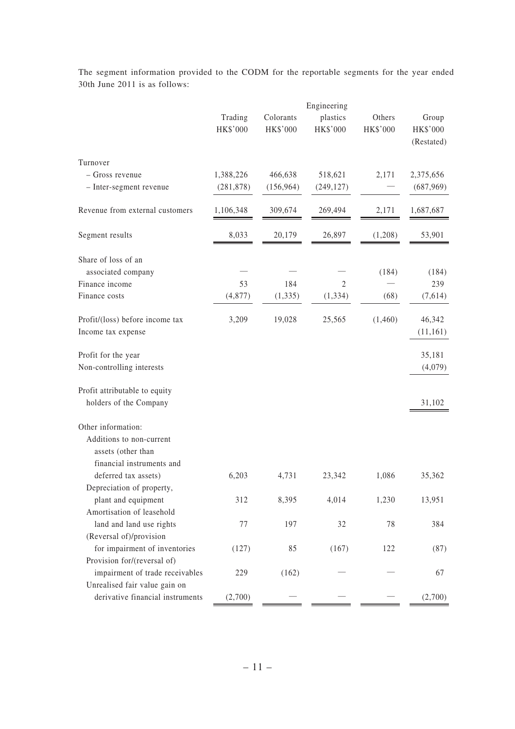The segment information provided to the CODM for the reportable segments for the year ended 30th June 2011 is as follows:

| | Trading HK$'000 | Colorants HK$'000 | Engineering plastics HK$'000 | Others HK$'000 | Group HK$'000 (Restated) |
|---|---|---|---|---|---|
| Turnover | | | | | |
| – Gross revenue | 1,388,226 | 466,638 | 518,621 | 2,171 | 2,375,656 |
| – Inter-segment revenue | (281,878) | (156,964) | (249,127) | — | (687,969) |
| Revenue from external customers | 1,106,348 | 309,674 | 269,494 | 2,171 | 1,687,687 |
| Segment results | 8,033 | 20,179 | 26,897 | (1,208) | 53,901 |
| Share of loss of an associated company | — | — | — | (184) | (184) |
| Finance income | 53 | 184 | 2 | — | 239 |
| Finance costs | (4,877) | (1,335) | (1,334) | (68) | (7,614) |
| Profit/(loss) before income tax | 3,209 | 19,028 | 25,565 | (1,460) | 46,342 |
| Income tax expense | | | | | (11,161) |
| Profit for the year | | | | | 35,181 |
| Non-controlling interests | | | | | (4,079) |
| Profit attributable to equity holders of the Company | | | | | 31,102 |
| Other information: | | | | | |
| Additions to non-current assets (other than financial instruments and deferred tax assets) | 6,203 | 4,731 | 23,342 | 1,086 | 35,362 |
| Depreciation of property, plant and equipment | 312 | 8,395 | 4,014 | 1,230 | 13,951 |
| Amortisation of leasehold land and land use rights | 77 | 197 | 32 | 78 | 384 |
| (Reversal of)/provision for impairment of inventories | (127) | 85 | (167) | 122 | (87) |
| Provision for/(reversal of) impairment of trade receivables | 229 | (162) | — | — | 67 |
| Unrealised fair value gain on derivative financial instruments | (2,700) | — | — | — | (2,700) |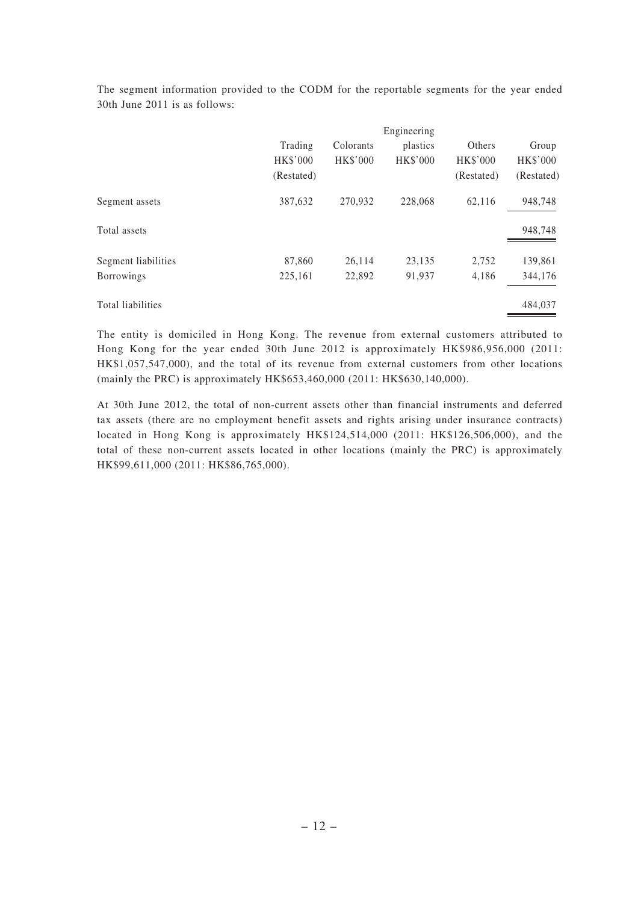The segment information provided to the CODM for the reportable segments for the year ended 30th June 2011 is as follows:

| | Trading | Colorants | Engineering plastics | Others | Group |
|---|---|---|---|---|---|
| | HK$'000 | HK$'000 | HK$'000 | HK$'000 | HK$'000 |
| | (Restated) | | | (Restated) | (Restated) |
| Segment assets | 387,632 | 270,932 | 228,068 | 62,116 | 948,748 |
| Total assets | | | | | 948,748 |
| Segment liabilities | 87,860 | 26,114 | 23,135 | 2,752 | 139,861 |
| Borrowings | 225,161 | 22,892 | 91,937 | 4,186 | 344,176 |
| Total liabilities | | | | | 484,037 |

The entity is domiciled in Hong Kong. The revenue from external customers attributed to Hong Kong for the year ended 30th June 2012 is approximately HK$986,956,000 (2011: HK$1,057,547,000), and the total of its revenue from external customers from other locations (mainly the PRC) is approximately HK$653,460,000 (2011: HK$630,140,000).

At 30th June 2012, the total of non-current assets other than financial instruments and deferred tax assets (there are no employment benefit assets and rights arising under insurance contracts) located in Hong Kong is approximately HK$124,514,000 (2011: HK$126,506,000), and the total of these non-current assets located in other locations (mainly the PRC) is approximately HK$99,611,000 (2011: HK$86,765,000).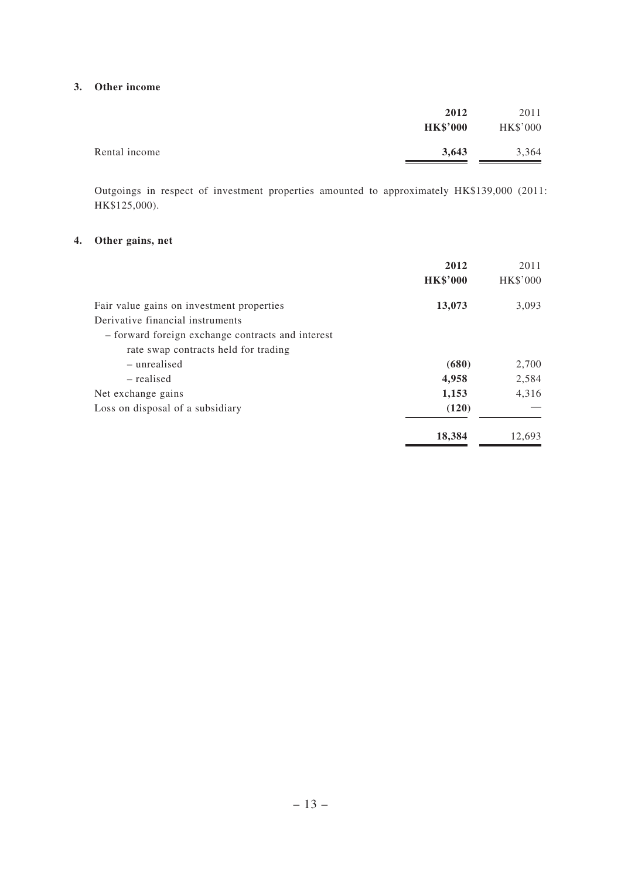### 3. Other income

| | 2012 | 2011 |
|---|---|---|
| | **HK$'000** | HK$'000 |
| Rental income | **3,643** | 3,364 |

Outgoings in respect of investment properties amounted to approximately HK$139,000 (2011: HK$125,000).

### 4. Other gains, net

| | 2012 | 2011 |
|---|---|---|
| | **HK$'000** | HK$'000 |
| Fair value gains on investment properties | **13,073** | 3,093 |
| Derivative financial instruments | | |
| – forward foreign exchange contracts and interest rate swap contracts held for trading | | |
| – unrealised | **(680)** | 2,700 |
| – realised | **4,958** | 2,584 |
| Net exchange gains | **1,153** | 4,316 |
| Loss on disposal of a subsidiary | **(120)** | — |
| | **18,384** | 12,693 |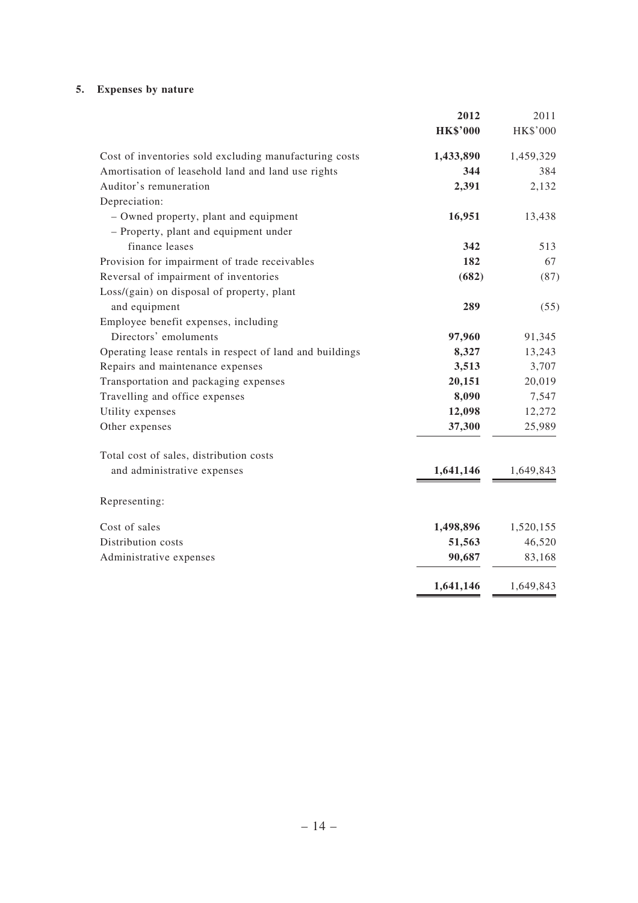## 5. Expenses by nature

| | 2012 | 2011 |
|---|---|---|
| | HK$'000 | HK$'000 |
| Cost of inventories sold excluding manufacturing costs | 1,433,890 | 1,459,329 |
| Amortisation of leasehold land and land use rights | 344 | 384 |
| Auditor's remuneration | 2,391 | 2,132 |
| Depreciation: | | |
| – Owned property, plant and equipment | 16,951 | 13,438 |
| – Property, plant and equipment under finance leases | 342 | 513 |
| Provision for impairment of trade receivables | 182 | 67 |
| Reversal of impairment of inventories | (682) | (87) |
| Loss/(gain) on disposal of property, plant and equipment | 289 | (55) |
| Employee benefit expenses, including Directors' emoluments | 97,960 | 91,345 |
| Operating lease rentals in respect of land and buildings | 8,327 | 13,243 |
| Repairs and maintenance expenses | 3,513 | 3,707 |
| Transportation and packaging expenses | 20,151 | 20,019 |
| Travelling and office expenses | 8,090 | 7,547 |
| Utility expenses | 12,098 | 12,272 |
| Other expenses | 37,300 | 25,989 |
| Total cost of sales, distribution costs and administrative expenses | 1,641,146 | 1,649,843 |
| Representing: | | |
| Cost of sales | 1,498,896 | 1,520,155 |
| Distribution costs | 51,563 | 46,520 |
| Administrative expenses | 90,687 | 83,168 |
| | 1,641,146 | 1,649,843 |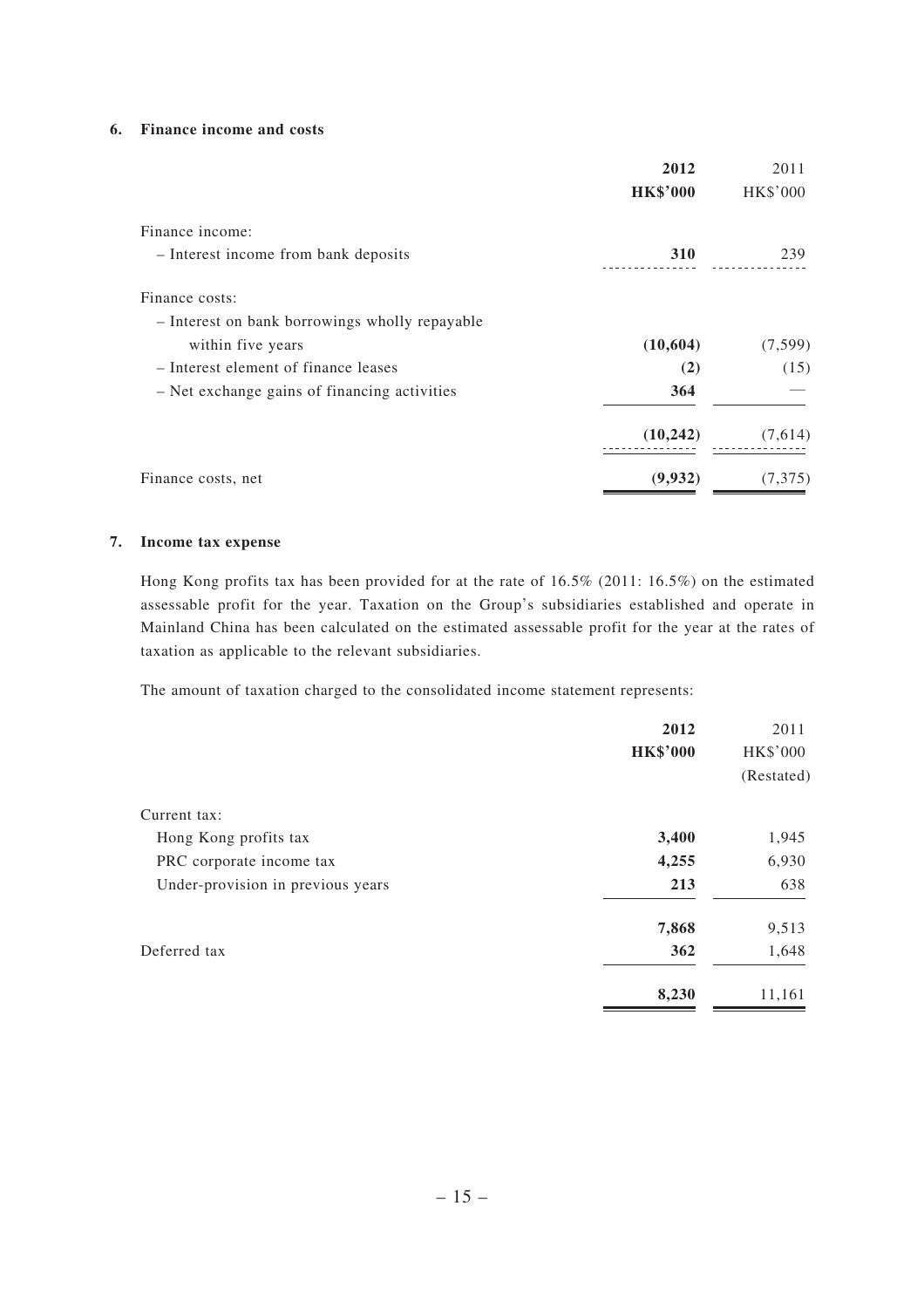## 6. Finance income and costs

| | **2012** | 2011 |
|---|---|---|
| | **HK$'000** | HK$'000 |
| Finance income: | | |
| – Interest income from bank deposits | **310** | 239 |
| Finance costs: | | |
| – Interest on bank borrowings wholly repayable within five years | **(10,604)** | (7,599) |
| – Interest element of finance leases | **(2)** | (15) |
| – Net exchange gains of financing activities | **364** | — |
| | **(10,242)** | (7,614) |
| Finance costs, net | **(9,932)** | (7,375) |

## 7. Income tax expense

Hong Kong profits tax has been provided for at the rate of 16.5% (2011: 16.5%) on the estimated assessable profit for the year. Taxation on the Group's subsidiaries established and operate in Mainland China has been calculated on the estimated assessable profit for the year at the rates of taxation as applicable to the relevant subsidiaries.

The amount of taxation charged to the consolidated income statement represents:

| | **2012** | 2011 |
|---|---|---|
| | **HK$'000** | HK$'000 |
| | | (Restated) |
| Current tax: | | |
| Hong Kong profits tax | **3,400** | 1,945 |
| PRC corporate income tax | **4,255** | 6,930 |
| Under-provision in previous years | **213** | 638 |
| | **7,868** | 9,513 |
| Deferred tax | **362** | 1,648 |
| | **8,230** | 11,161 |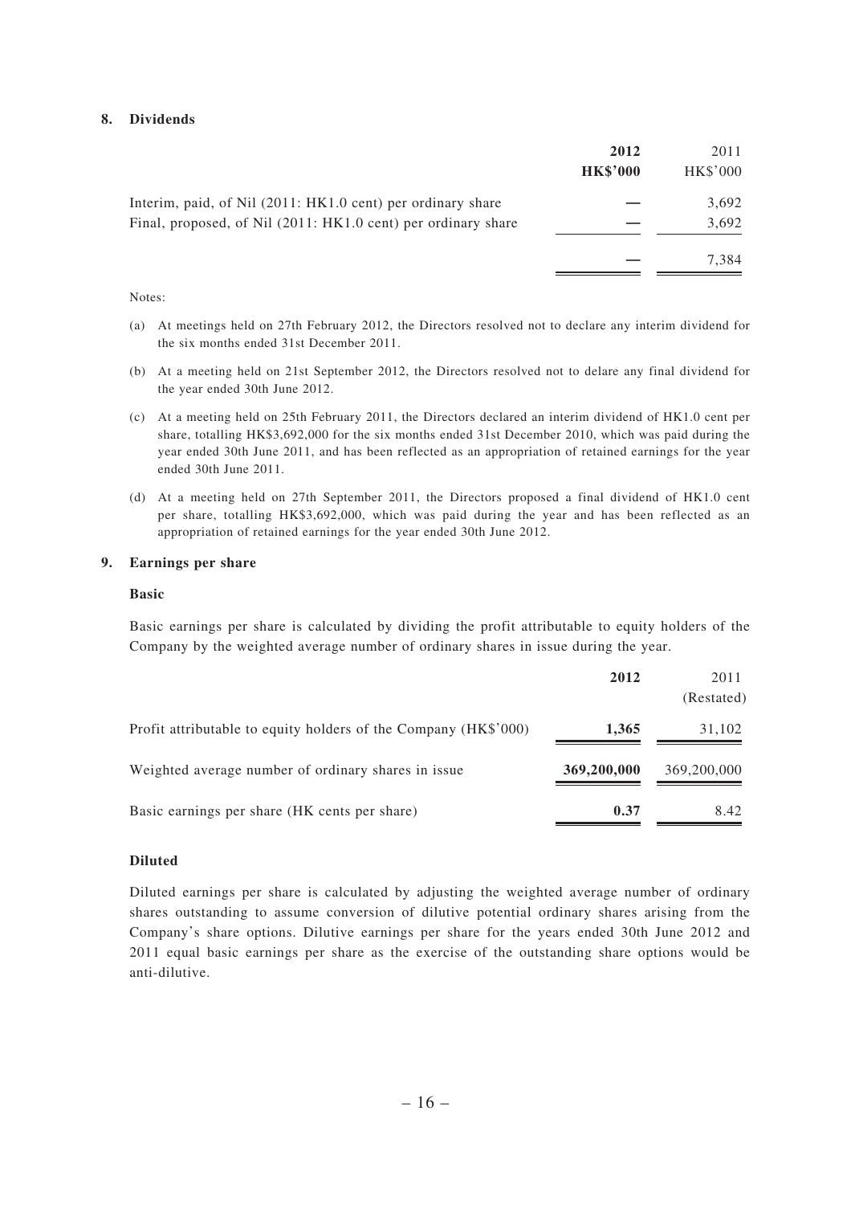## 8. Dividends

| | **2012** | 2011 |
|---|---|---|
| | **HK$'000** | HK$'000 |
| Interim, paid, of Nil (2011: HK1.0 cent) per ordinary share | **—** | 3,692 |
| Final, proposed, of Nil (2011: HK1.0 cent) per ordinary share | **—** | 3,692 |
| | **—** | 7,384 |

Notes:

(a) At meetings held on 27th February 2012, the Directors resolved not to declare any interim dividend for the six months ended 31st December 2011.

(b) At a meeting held on 21st September 2012, the Directors resolved not to delare any final dividend for the year ended 30th June 2012.

(c) At a meeting held on 25th February 2011, the Directors declared an interim dividend of HK1.0 cent per share, totalling HK$3,692,000 for the six months ended 31st December 2010, which was paid during the year ended 30th June 2011, and has been reflected as an appropriation of retained earnings for the year ended 30th June 2011.

(d) At a meeting held on 27th September 2011, the Directors proposed a final dividend of HK1.0 cent per share, totalling HK$3,692,000, which was paid during the year and has been reflected as an appropriation of retained earnings for the year ended 30th June 2012.

## 9. Earnings per share

### Basic

Basic earnings per share is calculated by dividing the profit attributable to equity holders of the Company by the weighted average number of ordinary shares in issue during the year.

| | **2012** | 2011 (Restated) |
|---|---|---|
| Profit attributable to equity holders of the Company (HK$'000) | **1,365** | 31,102 |
| Weighted average number of ordinary shares in issue | **369,200,000** | 369,200,000 |
| Basic earnings per share (HK cents per share) | **0.37** | 8.42 |

### Diluted

Diluted earnings per share is calculated by adjusting the weighted average number of ordinary shares outstanding to assume conversion of dilutive potential ordinary shares arising from the Company's share options. Dilutive earnings per share for the years ended 30th June 2012 and 2011 equal basic earnings per share as the exercise of the outstanding share options would be anti-dilutive.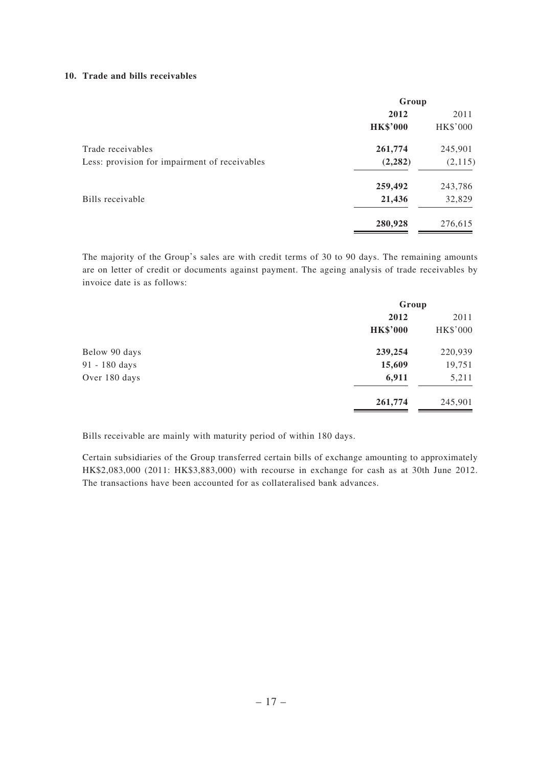### 10. Trade and bills receivables

| | Group | |
|---|---|---|
| | **2012** | 2011 |
| | **HK$'000** | HK$'000 |
| Trade receivables | **261,774** | 245,901 |
| Less: provision for impairment of receivables | **(2,282)** | (2,115) |
| | **259,492** | 243,786 |
| Bills receivable | **21,436** | 32,829 |
| | **280,928** | 276,615 |

The majority of the Group's sales are with credit terms of 30 to 90 days. The remaining amounts are on letter of credit or documents against payment. The ageing analysis of trade receivables by invoice date is as follows:

| | Group | |
|---|---|---|
| | **2012** | 2011 |
| | **HK$'000** | HK$'000 |
| Below 90 days | **239,254** | 220,939 |
| 91 - 180 days | **15,609** | 19,751 |
| Over 180 days | **6,911** | 5,211 |
| | **261,774** | 245,901 |

Bills receivable are mainly with maturity period of within 180 days.

Certain subsidiaries of the Group transferred certain bills of exchange amounting to approximately HK$2,083,000 (2011: HK$3,883,000) with recourse in exchange for cash as at 30th June 2012. The transactions have been accounted for as collateralised bank advances.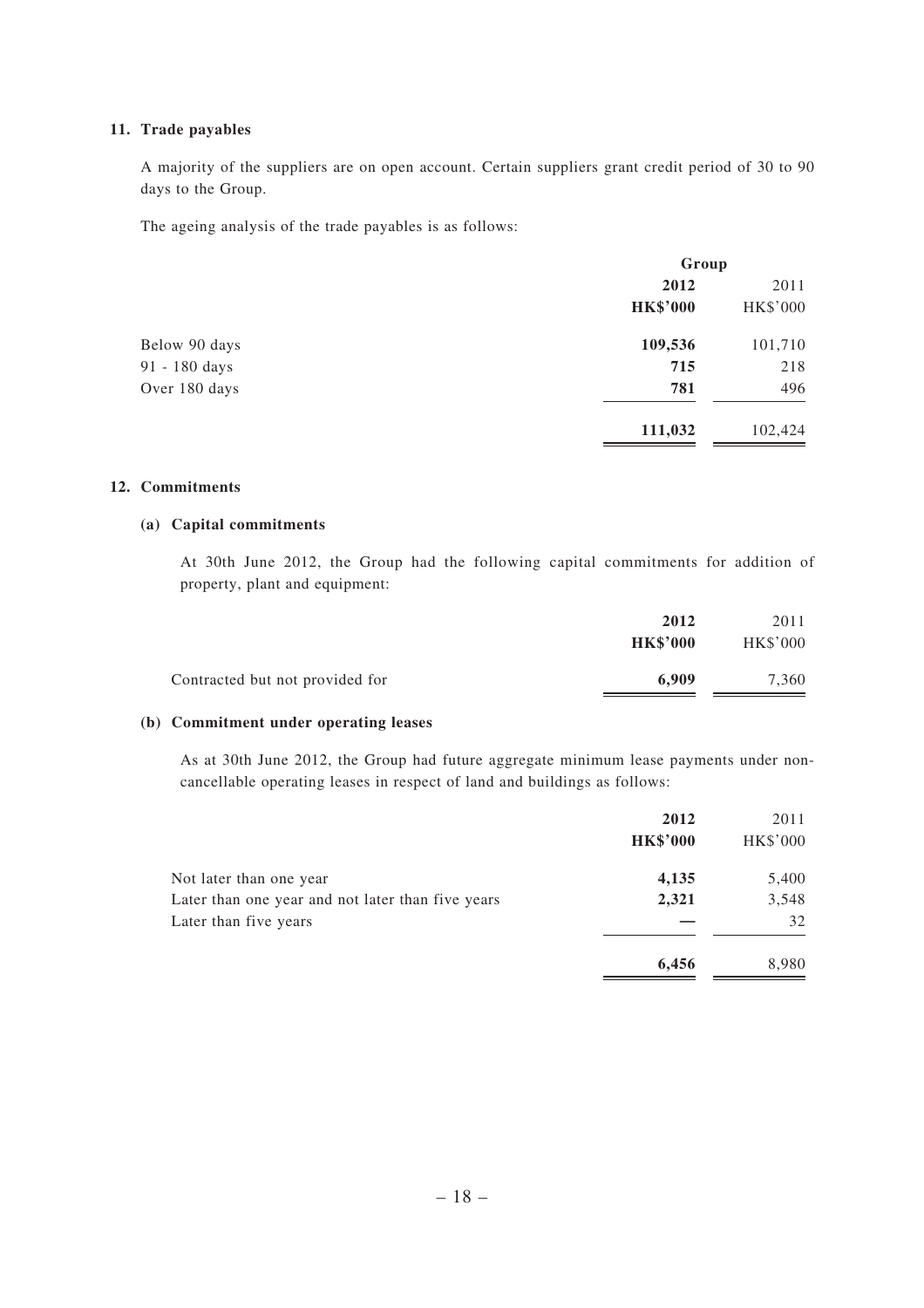## 11. Trade payables

A majority of the suppliers are on open account. Certain suppliers grant credit period of 30 to 90 days to the Group.

The ageing analysis of the trade payables is as follows:

| | Group | |
|---|---|---|
| | **2012** | 2011 |
| | **HK$'000** | HK$'000 |
| Below 90 days | **109,536** | 101,710 |
| 91 - 180 days | **715** | 218 |
| Over 180 days | **781** | 496 |
| | **111,032** | 102,424 |

## 12. Commitments

### (a) Capital commitments

At 30th June 2012, the Group had the following capital commitments for addition of property, plant and equipment:

| | **2012** | 2011 |
|---|---|---|
| | **HK$'000** | HK$'000 |
| Contracted but not provided for | **6,909** | 7,360 |

### (b) Commitment under operating leases

As at 30th June 2012, the Group had future aggregate minimum lease payments under non-cancellable operating leases in respect of land and buildings as follows:

| | **2012** | 2011 |
|---|---|---|
| | **HK$'000** | HK$'000 |
| Not later than one year | **4,135** | 5,400 |
| Later than one year and not later than five years | **2,321** | 3,548 |
| Later than five years | **—** | 32 |
| | **6,456** | 8,980 |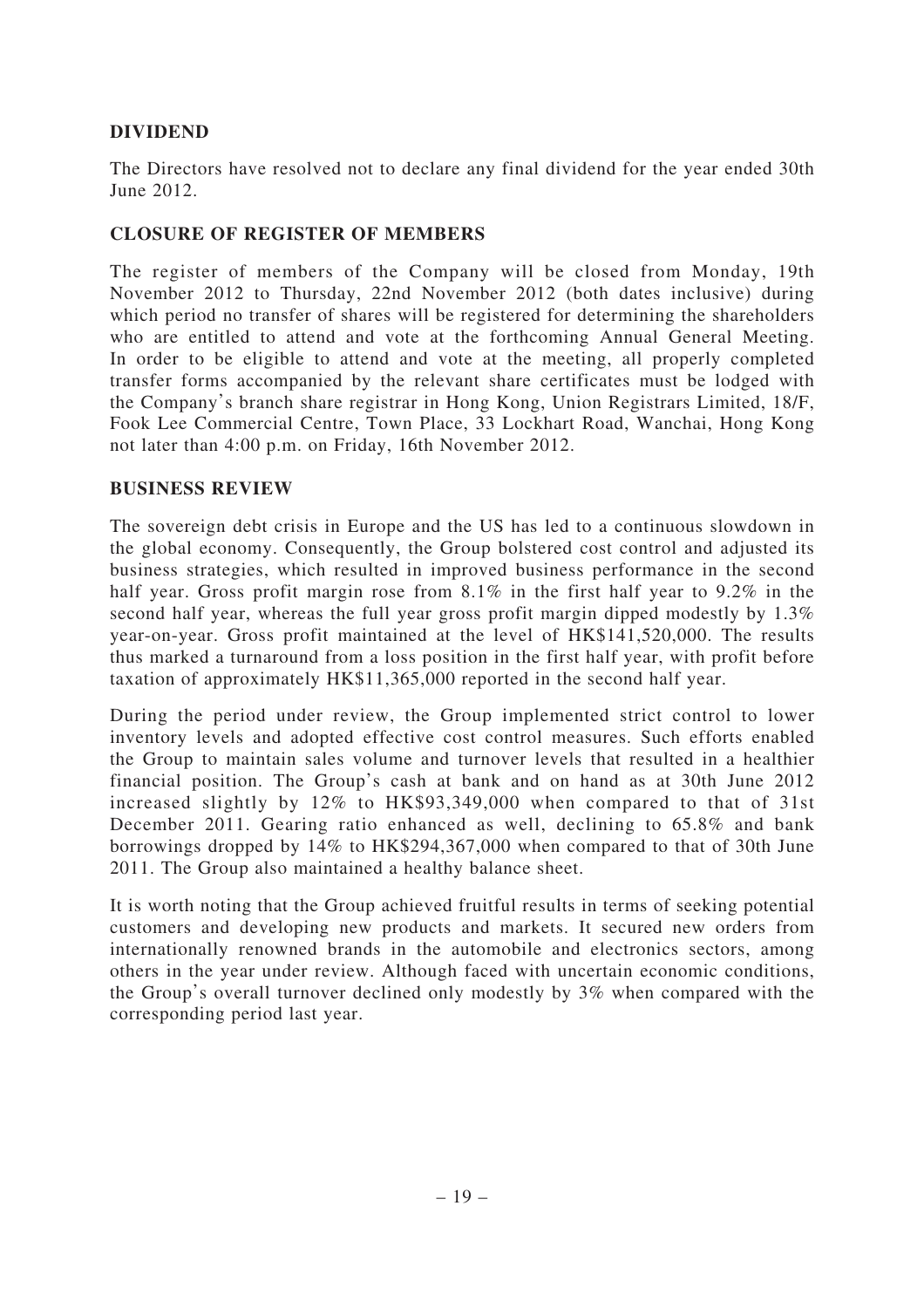## DIVIDEND

The Directors have resolved not to declare any final dividend for the year ended 30th June 2012.

## CLOSURE OF REGISTER OF MEMBERS

The register of members of the Company will be closed from Monday, 19th November 2012 to Thursday, 22nd November 2012 (both dates inclusive) during which period no transfer of shares will be registered for determining the shareholders who are entitled to attend and vote at the forthcoming Annual General Meeting. In order to be eligible to attend and vote at the meeting, all properly completed transfer forms accompanied by the relevant share certificates must be lodged with the Company's branch share registrar in Hong Kong, Union Registrars Limited, 18/F, Fook Lee Commercial Centre, Town Place, 33 Lockhart Road, Wanchai, Hong Kong not later than 4:00 p.m. on Friday, 16th November 2012.

## BUSINESS REVIEW

The sovereign debt crisis in Europe and the US has led to a continuous slowdown in the global economy. Consequently, the Group bolstered cost control and adjusted its business strategies, which resulted in improved business performance in the second half year. Gross profit margin rose from 8.1% in the first half year to 9.2% in the second half year, whereas the full year gross profit margin dipped modestly by 1.3% year-on-year. Gross profit maintained at the level of HK$141,520,000. The results thus marked a turnaround from a loss position in the first half year, with profit before taxation of approximately HK$11,365,000 reported in the second half year.

During the period under review, the Group implemented strict control to lower inventory levels and adopted effective cost control measures. Such efforts enabled the Group to maintain sales volume and turnover levels that resulted in a healthier financial position. The Group's cash at bank and on hand as at 30th June 2012 increased slightly by 12% to HK$93,349,000 when compared to that of 31st December 2011. Gearing ratio enhanced as well, declining to 65.8% and bank borrowings dropped by 14% to HK$294,367,000 when compared to that of 30th June 2011. The Group also maintained a healthy balance sheet.

It is worth noting that the Group achieved fruitful results in terms of seeking potential customers and developing new products and markets. It secured new orders from internationally renowned brands in the automobile and electronics sectors, among others in the year under review. Although faced with uncertain economic conditions, the Group's overall turnover declined only modestly by 3% when compared with the corresponding period last year.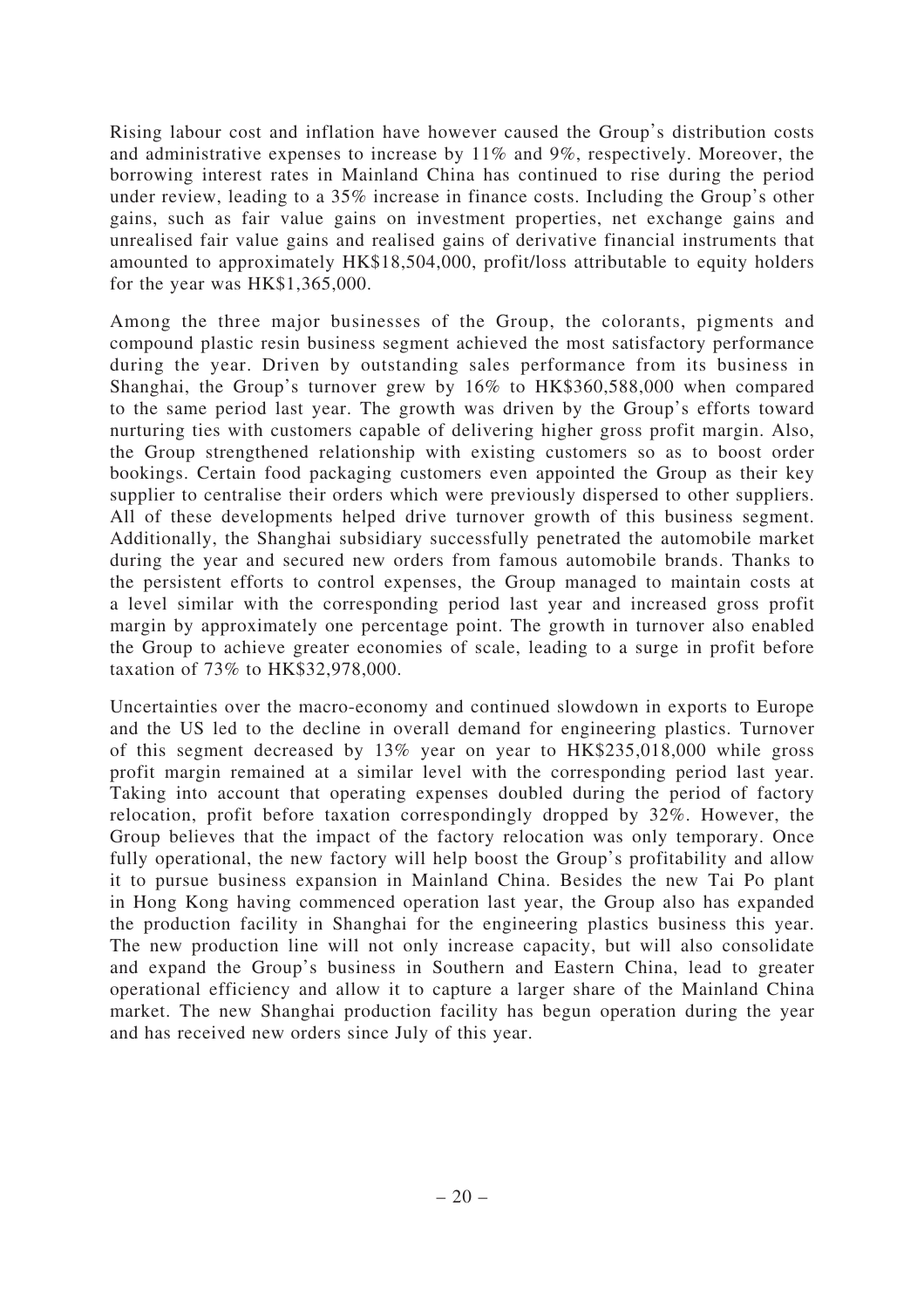Rising labour cost and inflation have however caused the Group's distribution costs and administrative expenses to increase by 11% and 9%, respectively. Moreover, the borrowing interest rates in Mainland China has continued to rise during the period under review, leading to a 35% increase in finance costs. Including the Group's other gains, such as fair value gains on investment properties, net exchange gains and unrealised fair value gains and realised gains of derivative financial instruments that amounted to approximately HK$18,504,000, profit/loss attributable to equity holders for the year was HK$1,365,000.

Among the three major businesses of the Group, the colorants, pigments and compound plastic resin business segment achieved the most satisfactory performance during the year. Driven by outstanding sales performance from its business in Shanghai, the Group's turnover grew by 16% to HK$360,588,000 when compared to the same period last year. The growth was driven by the Group's efforts toward nurturing ties with customers capable of delivering higher gross profit margin. Also, the Group strengthened relationship with existing customers so as to boost order bookings. Certain food packaging customers even appointed the Group as their key supplier to centralise their orders which were previously dispersed to other suppliers. All of these developments helped drive turnover growth of this business segment. Additionally, the Shanghai subsidiary successfully penetrated the automobile market during the year and secured new orders from famous automobile brands. Thanks to the persistent efforts to control expenses, the Group managed to maintain costs at a level similar with the corresponding period last year and increased gross profit margin by approximately one percentage point. The growth in turnover also enabled the Group to achieve greater economies of scale, leading to a surge in profit before taxation of 73% to HK$32,978,000.

Uncertainties over the macro-economy and continued slowdown in exports to Europe and the US led to the decline in overall demand for engineering plastics. Turnover of this segment decreased by 13% year on year to HK$235,018,000 while gross profit margin remained at a similar level with the corresponding period last year. Taking into account that operating expenses doubled during the period of factory relocation, profit before taxation correspondingly dropped by 32%. However, the Group believes that the impact of the factory relocation was only temporary. Once fully operational, the new factory will help boost the Group's profitability and allow it to pursue business expansion in Mainland China. Besides the new Tai Po plant in Hong Kong having commenced operation last year, the Group also has expanded the production facility in Shanghai for the engineering plastics business this year. The new production line will not only increase capacity, but will also consolidate and expand the Group's business in Southern and Eastern China, lead to greater operational efficiency and allow it to capture a larger share of the Mainland China market. The new Shanghai production facility has begun operation during the year and has received new orders since July of this year.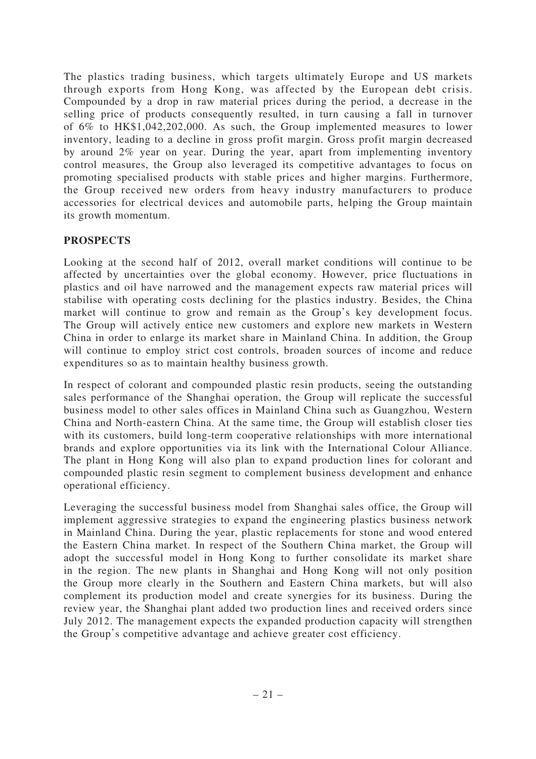The plastics trading business, which targets ultimately Europe and US markets through exports from Hong Kong, was affected by the European debt crisis. Compounded by a drop in raw material prices during the period, a decrease in the selling price of products consequently resulted, in turn causing a fall in turnover of 6% to HK$1,042,202,000. As such, the Group implemented measures to lower inventory, leading to a decline in gross profit margin. Gross profit margin decreased by around 2% year on year. During the year, apart from implementing inventory control measures, the Group also leveraged its competitive advantages to focus on promoting specialised products with stable prices and higher margins. Furthermore, the Group received new orders from heavy industry manufacturers to produce accessories for electrical devices and automobile parts, helping the Group maintain its growth momentum.

## PROSPECTS

Looking at the second half of 2012, overall market conditions will continue to be affected by uncertainties over the global economy. However, price fluctuations in plastics and oil have narrowed and the management expects raw material prices will stabilise with operating costs declining for the plastics industry. Besides, the China market will continue to grow and remain as the Group's key development focus. The Group will actively entice new customers and explore new markets in Western China in order to enlarge its market share in Mainland China. In addition, the Group will continue to employ strict cost controls, broaden sources of income and reduce expenditures so as to maintain healthy business growth.

In respect of colorant and compounded plastic resin products, seeing the outstanding sales performance of the Shanghai operation, the Group will replicate the successful business model to other sales offices in Mainland China such as Guangzhou, Western China and North-eastern China. At the same time, the Group will establish closer ties with its customers, build long-term cooperative relationships with more international brands and explore opportunities via its link with the International Colour Alliance. The plant in Hong Kong will also plan to expand production lines for colorant and compounded plastic resin segment to complement business development and enhance operational efficiency.

Leveraging the successful business model from Shanghai sales office, the Group will implement aggressive strategies to expand the engineering plastics business network in Mainland China. During the year, plastic replacements for stone and wood entered the Eastern China market. In respect of the Southern China market, the Group will adopt the successful model in Hong Kong to further consolidate its market share in the region. The new plants in Shanghai and Hong Kong will not only position the Group more clearly in the Southern and Eastern China markets, but will also complement its production model and create synergies for its business. During the review year, the Shanghai plant added two production lines and received orders since July 2012. The management expects the expanded production capacity will strengthen the Group's competitive advantage and achieve greater cost efficiency.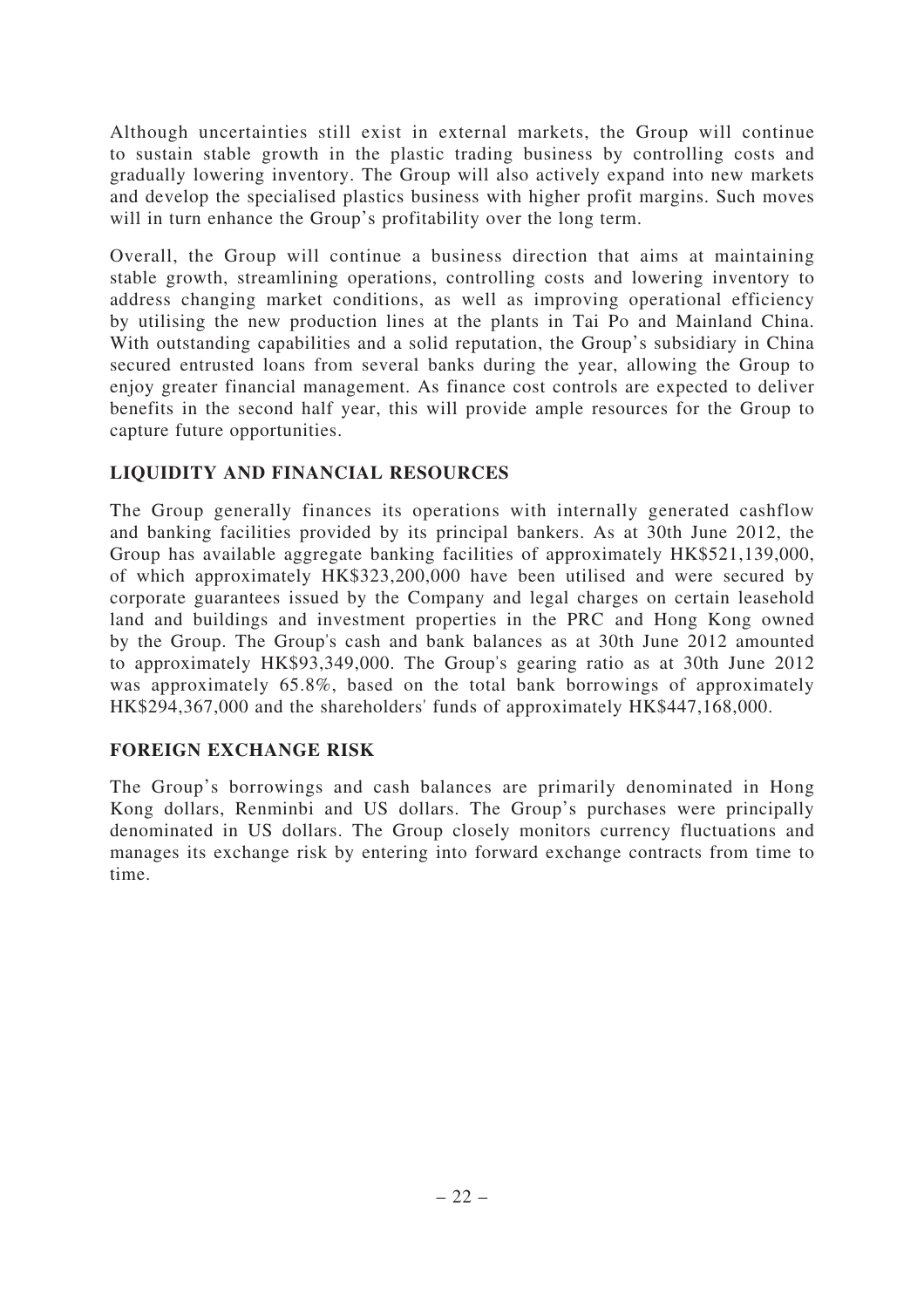Although uncertainties still exist in external markets, the Group will continue to sustain stable growth in the plastic trading business by controlling costs and gradually lowering inventory. The Group will also actively expand into new markets and develop the specialised plastics business with higher profit margins. Such moves will in turn enhance the Group's profitability over the long term.

Overall, the Group will continue a business direction that aims at maintaining stable growth, streamlining operations, controlling costs and lowering inventory to address changing market conditions, as well as improving operational efficiency by utilising the new production lines at the plants in Tai Po and Mainland China. With outstanding capabilities and a solid reputation, the Group's subsidiary in China secured entrusted loans from several banks during the year, allowing the Group to enjoy greater financial management. As finance cost controls are expected to deliver benefits in the second half year, this will provide ample resources for the Group to capture future opportunities.

## LIQUIDITY AND FINANCIAL RESOURCES

The Group generally finances its operations with internally generated cashflow and banking facilities provided by its principal bankers. As at 30th June 2012, the Group has available aggregate banking facilities of approximately HK$521,139,000, of which approximately HK$323,200,000 have been utilised and were secured by corporate guarantees issued by the Company and legal charges on certain leasehold land and buildings and investment properties in the PRC and Hong Kong owned by the Group. The Group's cash and bank balances as at 30th June 2012 amounted to approximately HK$93,349,000. The Group's gearing ratio as at 30th June 2012 was approximately 65.8%, based on the total bank borrowings of approximately HK$294,367,000 and the shareholders' funds of approximately HK$447,168,000.

## FOREIGN EXCHANGE RISK

The Group's borrowings and cash balances are primarily denominated in Hong Kong dollars, Renminbi and US dollars. The Group's purchases were principally denominated in US dollars. The Group closely monitors currency fluctuations and manages its exchange risk by entering into forward exchange contracts from time to time.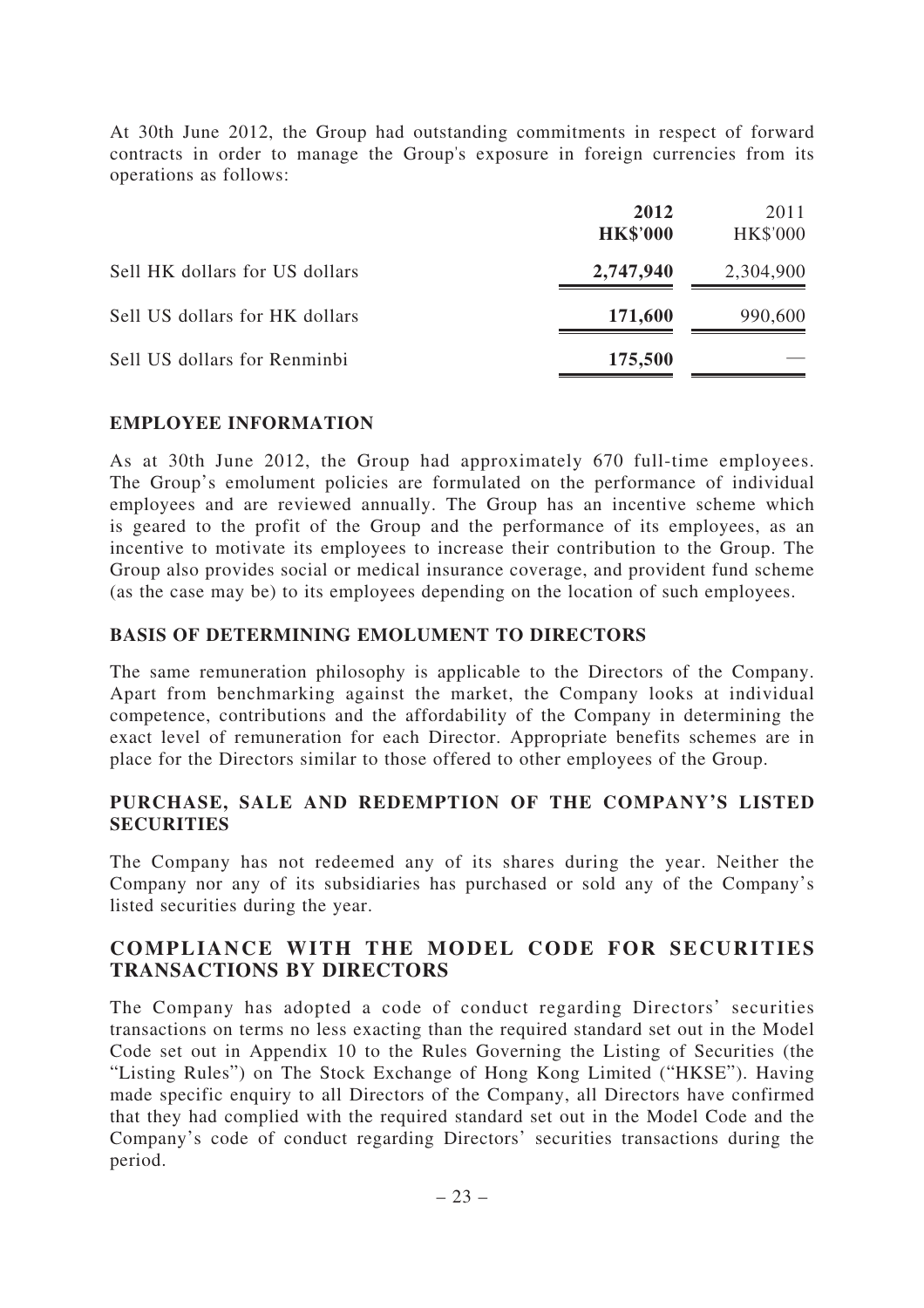At 30th June 2012, the Group had outstanding commitments in respect of forward contracts in order to manage the Group's exposure in foreign currencies from its operations as follows:

| | **2012** **HK$'000** | 2011 HK$'000 |
|---|---|---|
| Sell HK dollars for US dollars | **2,747,940** | 2,304,900 |
| Sell US dollars for HK dollars | **171,600** | 990,600 |
| Sell US dollars for Renminbi | **175,500** | — |

## EMPLOYEE INFORMATION

As at 30th June 2012, the Group had approximately 670 full-time employees. The Group's emolument policies are formulated on the performance of individual employees and are reviewed annually. The Group has an incentive scheme which is geared to the profit of the Group and the performance of its employees, as an incentive to motivate its employees to increase their contribution to the Group. The Group also provides social or medical insurance coverage, and provident fund scheme (as the case may be) to its employees depending on the location of such employees.

## BASIS OF DETERMINING EMOLUMENT TO DIRECTORS

The same remuneration philosophy is applicable to the Directors of the Company. Apart from benchmarking against the market, the Company looks at individual competence, contributions and the affordability of the Company in determining the exact level of remuneration for each Director. Appropriate benefits schemes are in place for the Directors similar to those offered to other employees of the Group.

## PURCHASE, SALE AND REDEMPTION OF THE COMPANY'S LISTED SECURITIES

The Company has not redeemed any of its shares during the year. Neither the Company nor any of its subsidiaries has purchased or sold any of the Company's listed securities during the year.

## COMPLIANCE WITH THE MODEL CODE FOR SECURITIES TRANSACTIONS BY DIRECTORS

The Company has adopted a code of conduct regarding Directors' securities transactions on terms no less exacting than the required standard set out in the Model Code set out in Appendix 10 to the Rules Governing the Listing of Securities (the "Listing Rules") on The Stock Exchange of Hong Kong Limited ("HKSE"). Having made specific enquiry to all Directors of the Company, all Directors have confirmed that they had complied with the required standard set out in the Model Code and the Company's code of conduct regarding Directors' securities transactions during the period.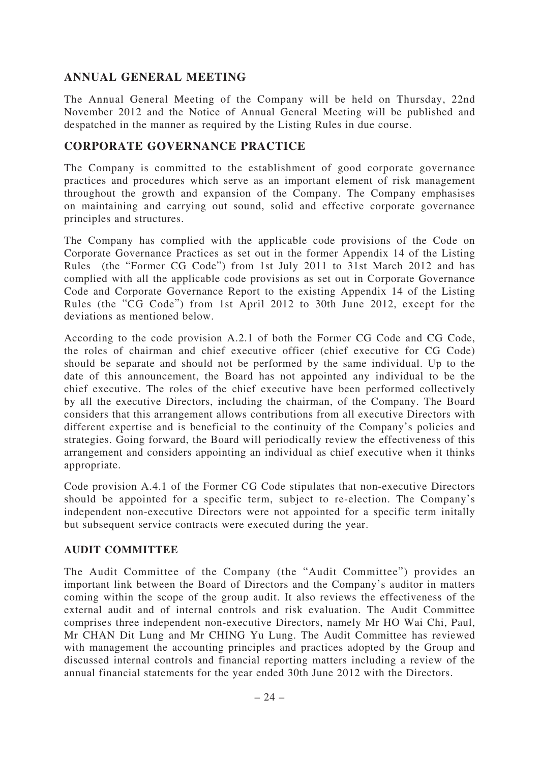## ANNUAL GENERAL MEETING

The Annual General Meeting of the Company will be held on Thursday, 22nd November 2012 and the Notice of Annual General Meeting will be published and despatched in the manner as required by the Listing Rules in due course.

## CORPORATE GOVERNANCE PRACTICE

The Company is committed to the establishment of good corporate governance practices and procedures which serve as an important element of risk management throughout the growth and expansion of the Company. The Company emphasises on maintaining and carrying out sound, solid and effective corporate governance principles and structures.

The Company has complied with the applicable code provisions of the Code on Corporate Governance Practices as set out in the former Appendix 14 of the Listing Rules (the "Former CG Code") from 1st July 2011 to 31st March 2012 and has complied with all the applicable code provisions as set out in Corporate Governance Code and Corporate Governance Report to the existing Appendix 14 of the Listing Rules (the "CG Code") from 1st April 2012 to 30th June 2012, except for the deviations as mentioned below.

According to the code provision A.2.1 of both the Former CG Code and CG Code, the roles of chairman and chief executive officer (chief executive for CG Code) should be separate and should not be performed by the same individual. Up to the date of this announcement, the Board has not appointed any individual to be the chief executive. The roles of the chief executive have been performed collectively by all the executive Directors, including the chairman, of the Company. The Board considers that this arrangement allows contributions from all executive Directors with different expertise and is beneficial to the continuity of the Company's policies and strategies. Going forward, the Board will periodically review the effectiveness of this arrangement and considers appointing an individual as chief executive when it thinks appropriate.

Code provision A.4.1 of the Former CG Code stipulates that non-executive Directors should be appointed for a specific term, subject to re-election. The Company's independent non-executive Directors were not appointed for a specific term initally but subsequent service contracts were executed during the year.

### AUDIT COMMITTEE

The Audit Committee of the Company (the "Audit Committee") provides an important link between the Board of Directors and the Company's auditor in matters coming within the scope of the group audit. It also reviews the effectiveness of the external audit and of internal controls and risk evaluation. The Audit Committee comprises three independent non-executive Directors, namely Mr HO Wai Chi, Paul, Mr CHAN Dit Lung and Mr CHING Yu Lung. The Audit Committee has reviewed with management the accounting principles and practices adopted by the Group and discussed internal controls and financial reporting matters including a review of the annual financial statements for the year ended 30th June 2012 with the Directors.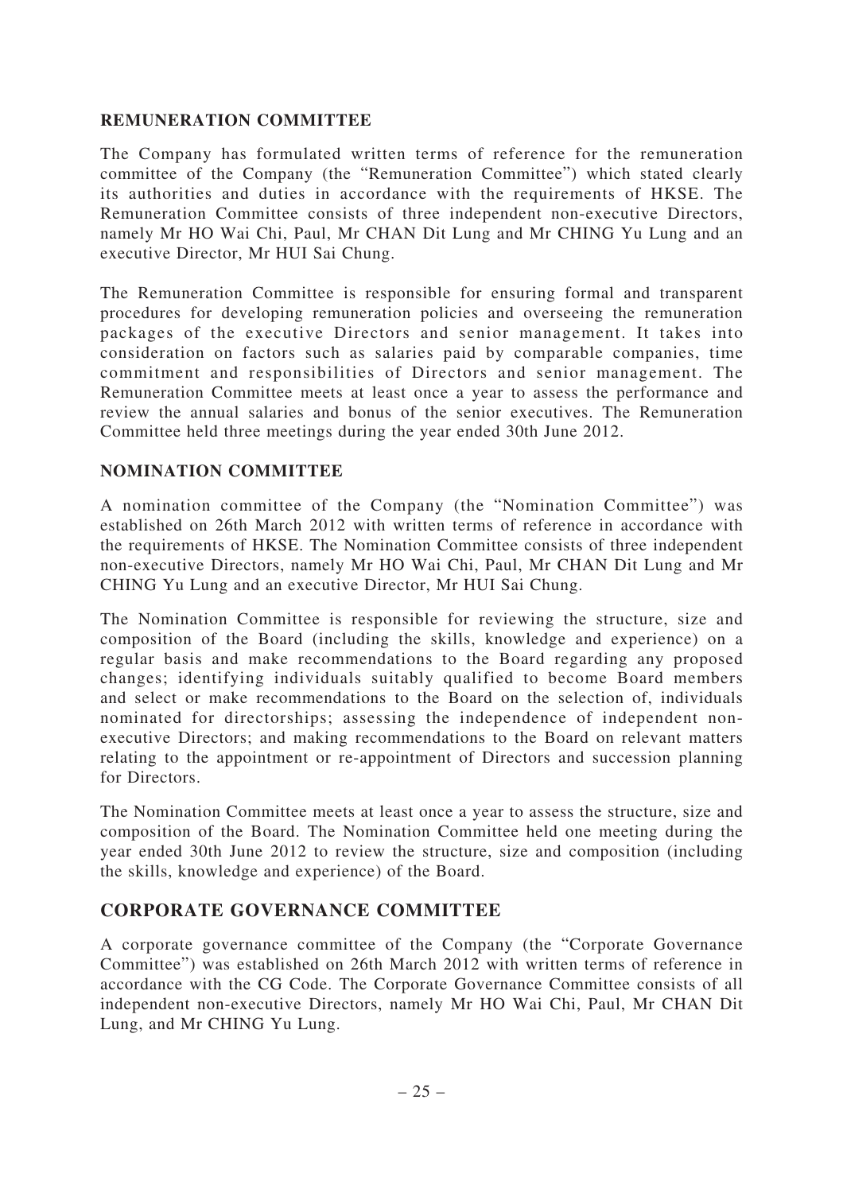## REMUNERATION COMMITTEE

The Company has formulated written terms of reference for the remuneration committee of the Company (the "Remuneration Committee") which stated clearly its authorities and duties in accordance with the requirements of HKSE. The Remuneration Committee consists of three independent non-executive Directors, namely Mr HO Wai Chi, Paul, Mr CHAN Dit Lung and Mr CHING Yu Lung and an executive Director, Mr HUI Sai Chung.

The Remuneration Committee is responsible for ensuring formal and transparent procedures for developing remuneration policies and overseeing the remuneration packages of the executive Directors and senior management. It takes into consideration on factors such as salaries paid by comparable companies, time commitment and responsibilities of Directors and senior management. The Remuneration Committee meets at least once a year to assess the performance and review the annual salaries and bonus of the senior executives. The Remuneration Committee held three meetings during the year ended 30th June 2012.

## NOMINATION COMMITTEE

A nomination committee of the Company (the "Nomination Committee") was established on 26th March 2012 with written terms of reference in accordance with the requirements of HKSE. The Nomination Committee consists of three independent non-executive Directors, namely Mr HO Wai Chi, Paul, Mr CHAN Dit Lung and Mr CHING Yu Lung and an executive Director, Mr HUI Sai Chung.

The Nomination Committee is responsible for reviewing the structure, size and composition of the Board (including the skills, knowledge and experience) on a regular basis and make recommendations to the Board regarding any proposed changes; identifying individuals suitably qualified to become Board members and select or make recommendations to the Board on the selection of, individuals nominated for directorships; assessing the independence of independent non-executive Directors; and making recommendations to the Board on relevant matters relating to the appointment or re-appointment of Directors and succession planning for Directors.

The Nomination Committee meets at least once a year to assess the structure, size and composition of the Board. The Nomination Committee held one meeting during the year ended 30th June 2012 to review the structure, size and composition (including the skills, knowledge and experience) of the Board.

## CORPORATE GOVERNANCE COMMITTEE

A corporate governance committee of the Company (the "Corporate Governance Committee") was established on 26th March 2012 with written terms of reference in accordance with the CG Code. The Corporate Governance Committee consists of all independent non-executive Directors, namely Mr HO Wai Chi, Paul, Mr CHAN Dit Lung, and Mr CHING Yu Lung.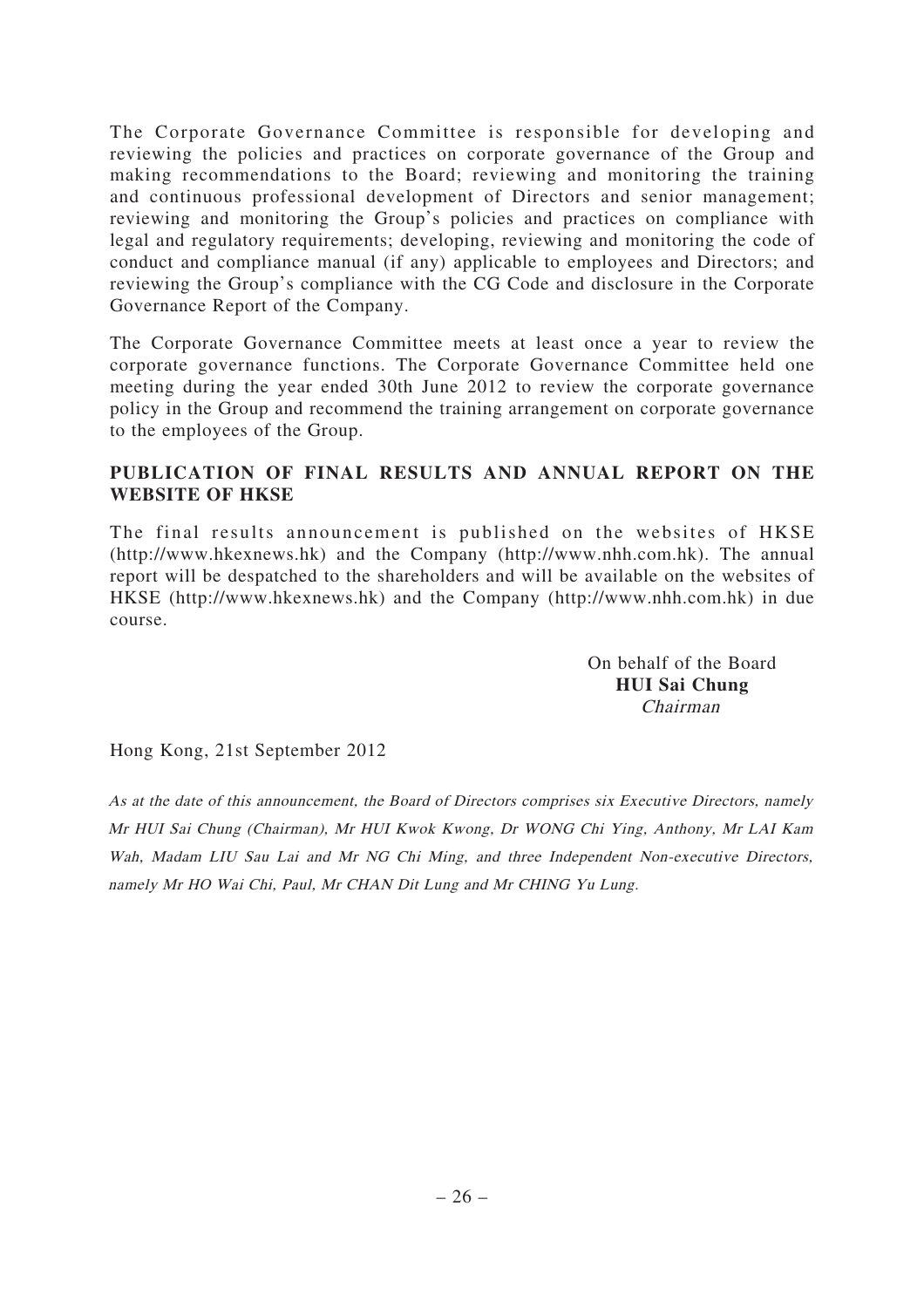The Corporate Governance Committee is responsible for developing and reviewing the policies and practices on corporate governance of the Group and making recommendations to the Board; reviewing and monitoring the training and continuous professional development of Directors and senior management; reviewing and monitoring the Group's policies and practices on compliance with legal and regulatory requirements; developing, reviewing and monitoring the code of conduct and compliance manual (if any) applicable to employees and Directors; and reviewing the Group's compliance with the CG Code and disclosure in the Corporate Governance Report of the Company.

The Corporate Governance Committee meets at least once a year to review the corporate governance functions. The Corporate Governance Committee held one meeting during the year ended 30th June 2012 to review the corporate governance policy in the Group and recommend the training arrangement on corporate governance to the employees of the Group.

## PUBLICATION OF FINAL RESULTS AND ANNUAL REPORT ON THE WEBSITE OF HKSE

The final results announcement is published on the websites of HKSE (http://www.hkexnews.hk) and the Company (http://www.nhh.com.hk). The annual report will be despatched to the shareholders and will be available on the websites of HKSE (http://www.hkexnews.hk) and the Company (http://www.nhh.com.hk) in due course.

On behalf of the Board
**HUI Sai Chung**
*Chairman*

Hong Kong, 21st September 2012

*As at the date of this announcement, the Board of Directors comprises six Executive Directors, namely Mr HUI Sai Chung (Chairman), Mr HUI Kwok Kwong, Dr WONG Chi Ying, Anthony, Mr LAI Kam Wah, Madam LIU Sau Lai and Mr NG Chi Ming, and three Independent Non-executive Directors, namely Mr HO Wai Chi, Paul, Mr CHAN Dit Lung and Mr CHING Yu Lung.*